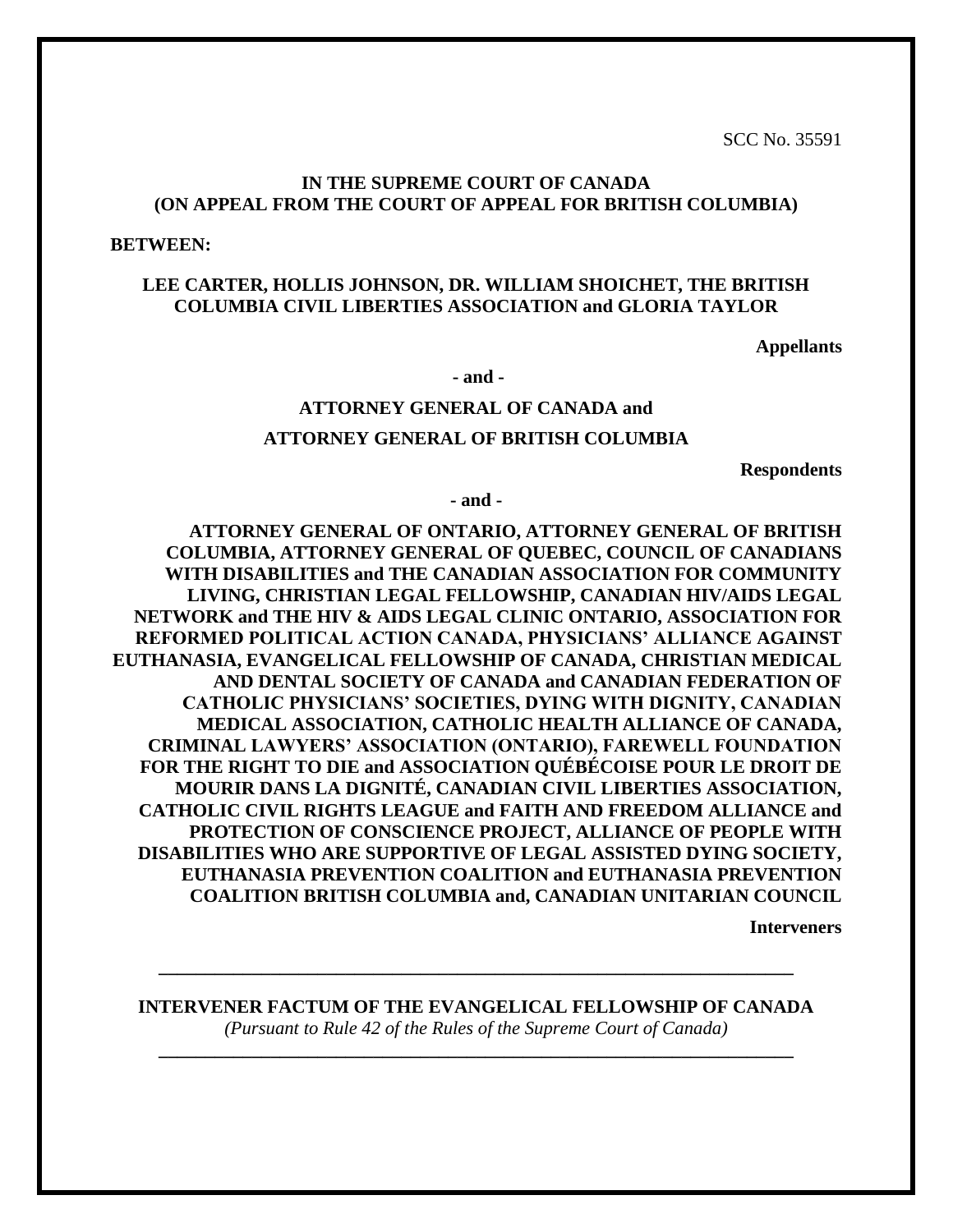SCC No. 35591

**IN THE SUPREME COURT OF CANADA**
**(ON APPEAL FROM THE COURT OF APPEAL FOR BRITISH COLUMBIA)**

**BETWEEN:**

**LEE CARTER, HOLLIS JOHNSON, DR. WILLIAM SHOICHET, THE BRITISH COLUMBIA CIVIL LIBERTIES ASSOCIATION and GLORIA TAYLOR**

**Appellants**

**- and -**

**ATTORNEY GENERAL OF CANADA and**

**ATTORNEY GENERAL OF BRITISH COLUMBIA**

**Respondents**

**- and -**

**ATTORNEY GENERAL OF ONTARIO, ATTORNEY GENERAL OF BRITISH COLUMBIA, ATTORNEY GENERAL OF QUEBEC, COUNCIL OF CANADIANS WITH DISABILITIES and THE CANADIAN ASSOCIATION FOR COMMUNITY LIVING, CHRISTIAN LEGAL FELLOWSHIP, CANADIAN HIV/AIDS LEGAL NETWORK and THE HIV & AIDS LEGAL CLINIC ONTARIO, ASSOCIATION FOR REFORMED POLITICAL ACTION CANADA, PHYSICIANS' ALLIANCE AGAINST EUTHANASIA, EVANGELICAL FELLOWSHIP OF CANADA, CHRISTIAN MEDICAL AND DENTAL SOCIETY OF CANADA and CANADIAN FEDERATION OF CATHOLIC PHYSICIANS' SOCIETIES, DYING WITH DIGNITY, CANADIAN MEDICAL ASSOCIATION, CATHOLIC HEALTH ALLIANCE OF CANADA, CRIMINAL LAWYERS' ASSOCIATION (ONTARIO), FAREWELL FOUNDATION FOR THE RIGHT TO DIE and ASSOCIATION QUÉBÉCOISE POUR LE DROIT DE MOURIR DANS LA DIGNITÉ, CANADIAN CIVIL LIBERTIES ASSOCIATION, CATHOLIC CIVIL RIGHTS LEAGUE and FAITH AND FREEDOM ALLIANCE and PROTECTION OF CONSCIENCE PROJECT, ALLIANCE OF PEOPLE WITH DISABILITIES WHO ARE SUPPORTIVE OF LEGAL ASSISTED DYING SOCIETY, EUTHANASIA PREVENTION COALITION and EUTHANASIA PREVENTION COALITION BRITISH COLUMBIA and, CANADIAN UNITARIAN COUNCIL**

**Interveners**

---

**INTERVENER FACTUM OF THE EVANGELICAL FELLOWSHIP OF CANADA**
*(Pursuant to Rule 42 of the Rules of the Supreme Court of Canada)*

---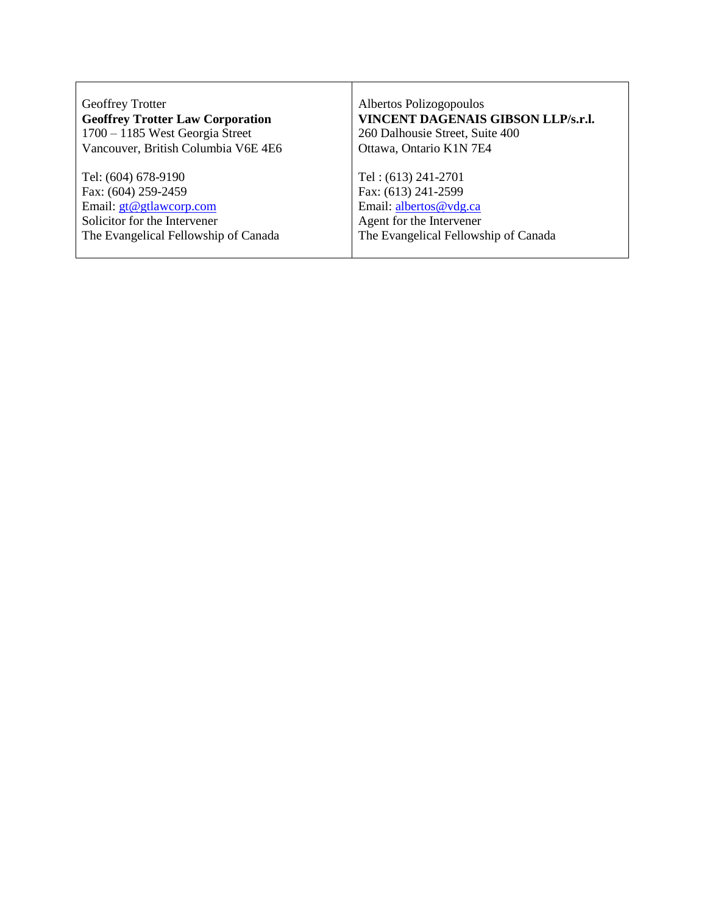| Geoffrey Trotter<br>**Geoffrey Trotter Law Corporation**<br>1700 – 1185 West Georgia Street<br>Vancouver, British Columbia V6E 4E6<br><br>Tel: (604) 678-9190<br>Fax: (604) 259-2459<br>Email: gt@gtlawcorp.com<br>Solicitor for the Intervener<br>The Evangelical Fellowship of Canada | Albertos Polizogopoulos<br>**VINCENT DAGENAIS GIBSON LLP/s.r.l.**<br>260 Dalhousie Street, Suite 400<br>Ottawa, Ontario K1N 7E4<br><br>Tel : (613) 241-2701<br>Fax: (613) 241-2599<br>Email: albertos@vdg.ca<br>Agent for the Intervener<br>The Evangelical Fellowship of Canada |
|---|---|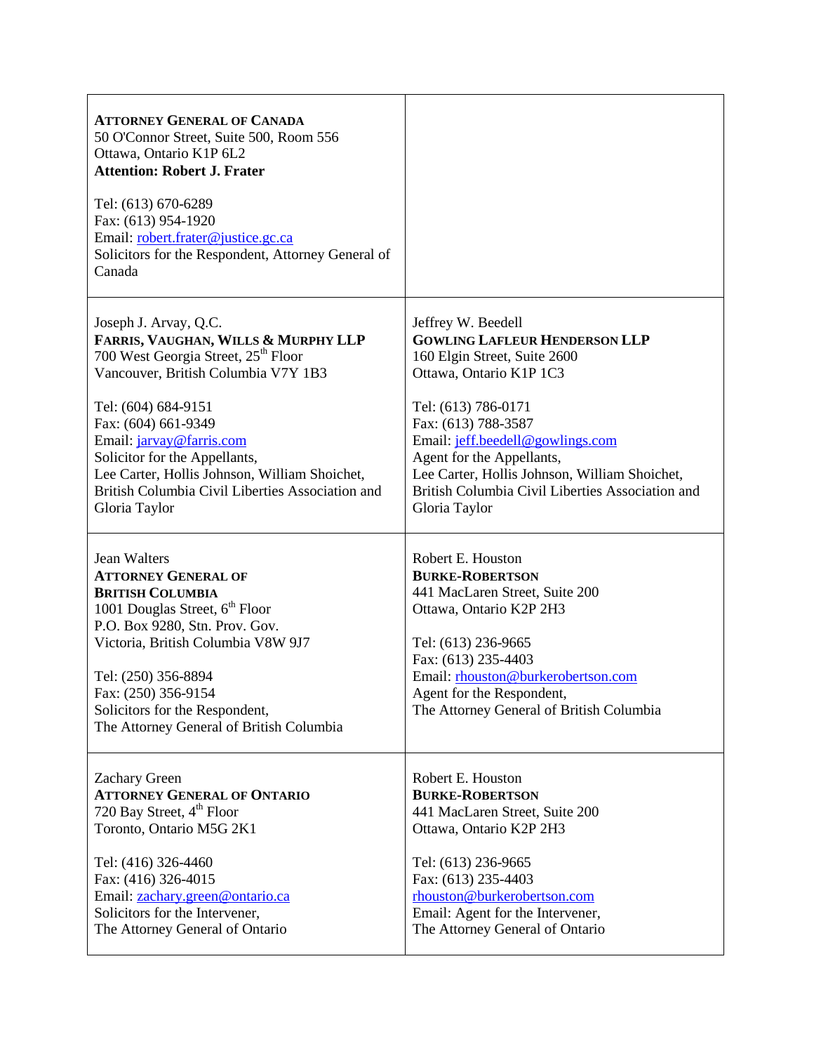| | |
|---|---|
| **ATTORNEY GENERAL OF CANADA**<br>50 O'Connor Street, Suite 500, Room 556<br>Ottawa, Ontario K1P 6L2<br>**Attention: Robert J. Frater**<br><br>Tel: (613) 670-6289<br>Fax: (613) 954-1920<br>Email: robert.frater@justice.gc.ca<br>Solicitors for the Respondent, Attorney General of Canada | |
| Joseph J. Arvay, Q.C.<br>**FARRIS, VAUGHAN, WILLS & MURPHY LLP**<br>700 West Georgia Street, 25th Floor<br>Vancouver, British Columbia V7Y 1B3<br><br>Tel: (604) 684-9151<br>Fax: (604) 661-9349<br>Email: jarvay@farris.com<br>Solicitor for the Appellants,<br>Lee Carter, Hollis Johnson, William Shoichet, British Columbia Civil Liberties Association and Gloria Taylor | Jeffrey W. Beedell<br>**GOWLING LAFLEUR HENDERSON LLP**<br>160 Elgin Street, Suite 2600<br>Ottawa, Ontario K1P 1C3<br><br>Tel: (613) 786-0171<br>Fax: (613) 788-3587<br>Email: jeff.beedell@gowlings.com<br>Agent for the Appellants,<br>Lee Carter, Hollis Johnson, William Shoichet, British Columbia Civil Liberties Association and Gloria Taylor |
| Jean Walters<br>**ATTORNEY GENERAL OF BRITISH COLUMBIA**<br>1001 Douglas Street, 6th Floor<br>P.O. Box 9280, Stn. Prov. Gov.<br>Victoria, British Columbia V8W 9J7<br><br>Tel: (250) 356-8894<br>Fax: (250) 356-9154<br>Solicitors for the Respondent,<br>The Attorney General of British Columbia | Robert E. Houston<br>**BURKE-ROBERTSON**<br>441 MacLaren Street, Suite 200<br>Ottawa, Ontario K2P 2H3<br><br>Tel: (613) 236-9665<br>Fax: (613) 235-4403<br>Email: rhouston@burkerobertson.com<br>Agent for the Respondent,<br>The Attorney General of British Columbia |
| Zachary Green<br>**ATTORNEY GENERAL OF ONTARIO**<br>720 Bay Street, 4th Floor<br>Toronto, Ontario M5G 2K1<br><br>Tel: (416) 326-4460<br>Fax: (416) 326-4015<br>Email: zachary.green@ontario.ca<br>Solicitors for the Intervener,<br>The Attorney General of Ontario | Robert E. Houston<br>**BURKE-ROBERTSON**<br>441 MacLaren Street, Suite 200<br>Ottawa, Ontario K2P 2H3<br><br>Tel: (613) 236-9665<br>Fax: (613) 235-4403<br>rhouston@burkerobertson.com<br>Email: Agent for the Intervener,<br>The Attorney General of Ontario |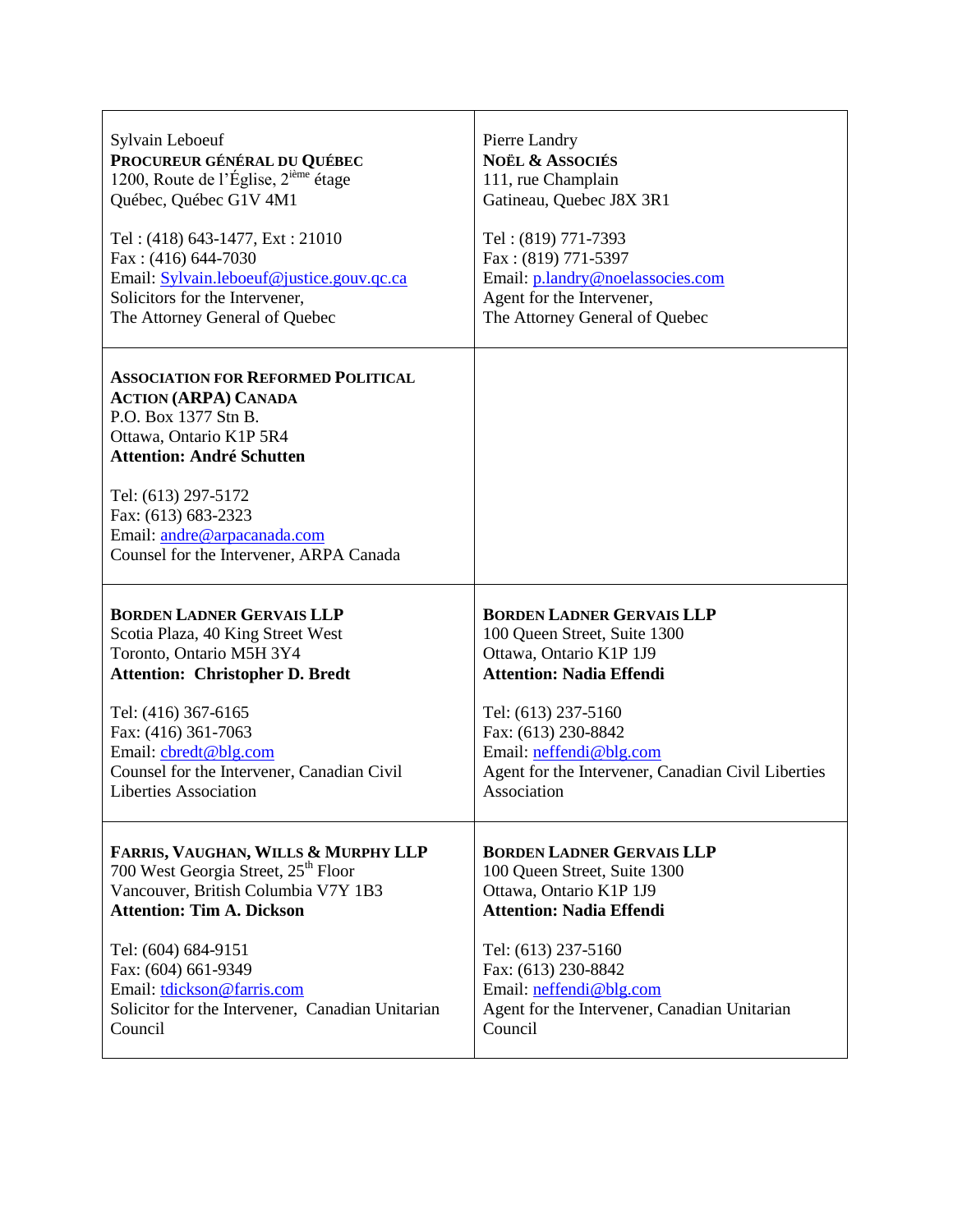| | |
|---|---|
| Sylvain Leboeuf<br>**PROCUREUR GÉNÉRAL DU QUÉBEC**<br>1200, Route de l'Église, 2[ième] étage<br>Québec, Québec G1V 4M1<br><br>Tel : (418) 643-1477, Ext : 21010<br>Fax : (416) 644-7030<br>Email: Sylvain.leboeuf@justice.gouv.qc.ca<br>Solicitors for the Intervener,<br>The Attorney General of Quebec | Pierre Landry<br>**NOËL & ASSOCIÉS**<br>111, rue Champlain<br>Gatineau, Quebec J8X 3R1<br><br>Tel : (819) 771-7393<br>Fax : (819) 771-5397<br>Email: p.landry@noelassocies.com<br>Agent for the Intervener,<br>The Attorney General of Quebec |
| **ASSOCIATION FOR REFORMED POLITICAL ACTION (ARPA) CANADA**<br>P.O. Box 1377 Stn B.<br>Ottawa, Ontario K1P 5R4<br>**Attention: André Schutten**<br><br>Tel: (613) 297-5172<br>Fax: (613) 683-2323<br>Email: andre@arpacanada.com<br>Counsel for the Intervener, ARPA Canada | |
| **BORDEN LADNER GERVAIS LLP**<br>Scotia Plaza, 40 King Street West<br>Toronto, Ontario M5H 3Y4<br>**Attention: Christopher D. Bredt**<br><br>Tel: (416) 367-6165<br>Fax: (416) 361-7063<br>Email: cbredt@blg.com<br>Counsel for the Intervener, Canadian Civil Liberties Association | **BORDEN LADNER GERVAIS LLP**<br>100 Queen Street, Suite 1300<br>Ottawa, Ontario K1P 1J9<br>**Attention: Nadia Effendi**<br><br>Tel: (613) 237-5160<br>Fax: (613) 230-8842<br>Email: neffendi@blg.com<br>Agent for the Intervener, Canadian Civil Liberties Association |
| **FARRIS, VAUGHAN, WILLS & MURPHY LLP**<br>700 West Georgia Street, 25[th] Floor<br>Vancouver, British Columbia V7Y 1B3<br>**Attention: Tim A. Dickson**<br><br>Tel: (604) 684-9151<br>Fax: (604) 661-9349<br>Email: tdickson@farris.com<br>Solicitor for the Intervener, Canadian Unitarian Council | **BORDEN LADNER GERVAIS LLP**<br>100 Queen Street, Suite 1300<br>Ottawa, Ontario K1P 1J9<br>**Attention: Nadia Effendi**<br><br>Tel: (613) 237-5160<br>Fax: (613) 230-8842<br>Email: neffendi@blg.com<br>Agent for the Intervener, Canadian Unitarian Council |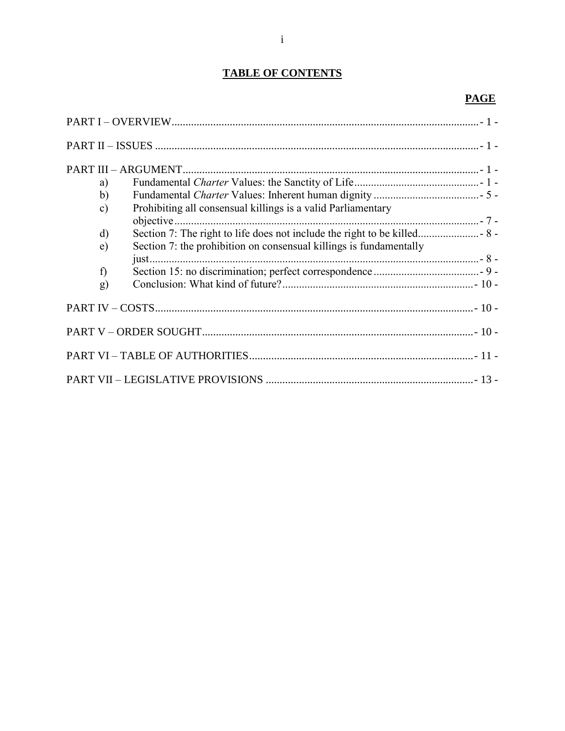## TABLE OF CONTENTS

| | PAGE |
|---|---|
| PART I – OVERVIEW | - 1 - |
| PART II – ISSUES | - 1 - |
| PART III – ARGUMENT | - 1 - |
| a) Fundamental *Charter* Values: the Sanctity of Life | - 1 - |
| b) Fundamental *Charter* Values: Inherent human dignity | - 5 - |
| c) Prohibiting all consensual killings is a valid Parliamentary objective | - 7 - |
| d) Section 7: The right to life does not include the right to be killed | - 8 - |
| e) Section 7: the prohibition on consensual killings is fundamentally just | - 8 - |
| f) Section 15: no discrimination; perfect correspondence | - 9 - |
| g) Conclusion: What kind of future? | - 10 - |
| PART IV – COSTS | - 10 - |
| PART V – ORDER SOUGHT | - 10 - |
| PART VI – TABLE OF AUTHORITIES | - 11 - |
| PART VII – LEGISLATIVE PROVISIONS | - 13 - |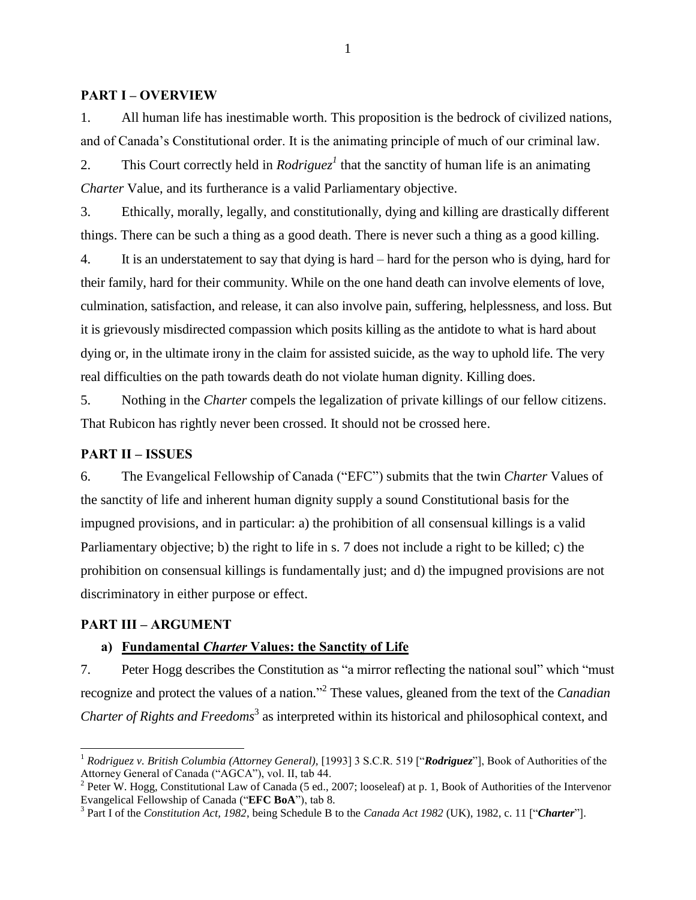## PART I – OVERVIEW

1. All human life has inestimable worth. This proposition is the bedrock of civilized nations, and of Canada's Constitutional order. It is the animating principle of much of our criminal law.

2. This Court correctly held in *Rodriguez*[1] that the sanctity of human life is an animating *Charter* Value, and its furtherance is a valid Parliamentary objective.

3. Ethically, morally, legally, and constitutionally, dying and killing are drastically different things. There can be such a thing as a good death. There is never such a thing as a good killing.

4. It is an understatement to say that dying is hard – hard for the person who is dying, hard for their family, hard for their community. While on the one hand death can involve elements of love, culmination, satisfaction, and release, it can also involve pain, suffering, helplessness, and loss. But it is grievously misdirected compassion which posits killing as the antidote to what is hard about dying or, in the ultimate irony in the claim for assisted suicide, as the way to uphold life. The very real difficulties on the path towards death do not violate human dignity. Killing does.

5. Nothing in the *Charter* compels the legalization of private killings of our fellow citizens. That Rubicon has rightly never been crossed. It should not be crossed here.

## PART II – ISSUES

6. The Evangelical Fellowship of Canada ("EFC") submits that the twin *Charter* Values of the sanctity of life and inherent human dignity supply a sound Constitutional basis for the impugned provisions, and in particular: a) the prohibition of all consensual killings is a valid Parliamentary objective; b) the right to life in s. 7 does not include a right to be killed; c) the prohibition on consensual killings is fundamentally just; and d) the impugned provisions are not discriminatory in either purpose or effect.

## PART III – ARGUMENT

### a) Fundamental *Charter* Values: the Sanctity of Life

7. Peter Hogg describes the Constitution as "a mirror reflecting the national soul" which "must recognize and protect the values of a nation."[2] These values, gleaned from the text of the *Canadian Charter of Rights and Freedoms*[3] as interpreted within its historical and philosophical context, and

---

[1] *Rodriguez v. British Columbia (Attorney General)*, [1993] 3 S.C.R. 519 ["***Rodriguez***"], Book of Authorities of the Attorney General of Canada ("AGCA"), vol. II, tab 44.

[2] Peter W. Hogg, Constitutional Law of Canada (5 ed., 2007; looseleaf) at p. 1, Book of Authorities of the Intervenor Evangelical Fellowship of Canada ("**EFC BoA**"), tab 8.

[3] Part I of the *Constitution Act, 1982*, being Schedule B to the *Canada Act 1982* (UK), 1982, c. 11 ["***Charter***"].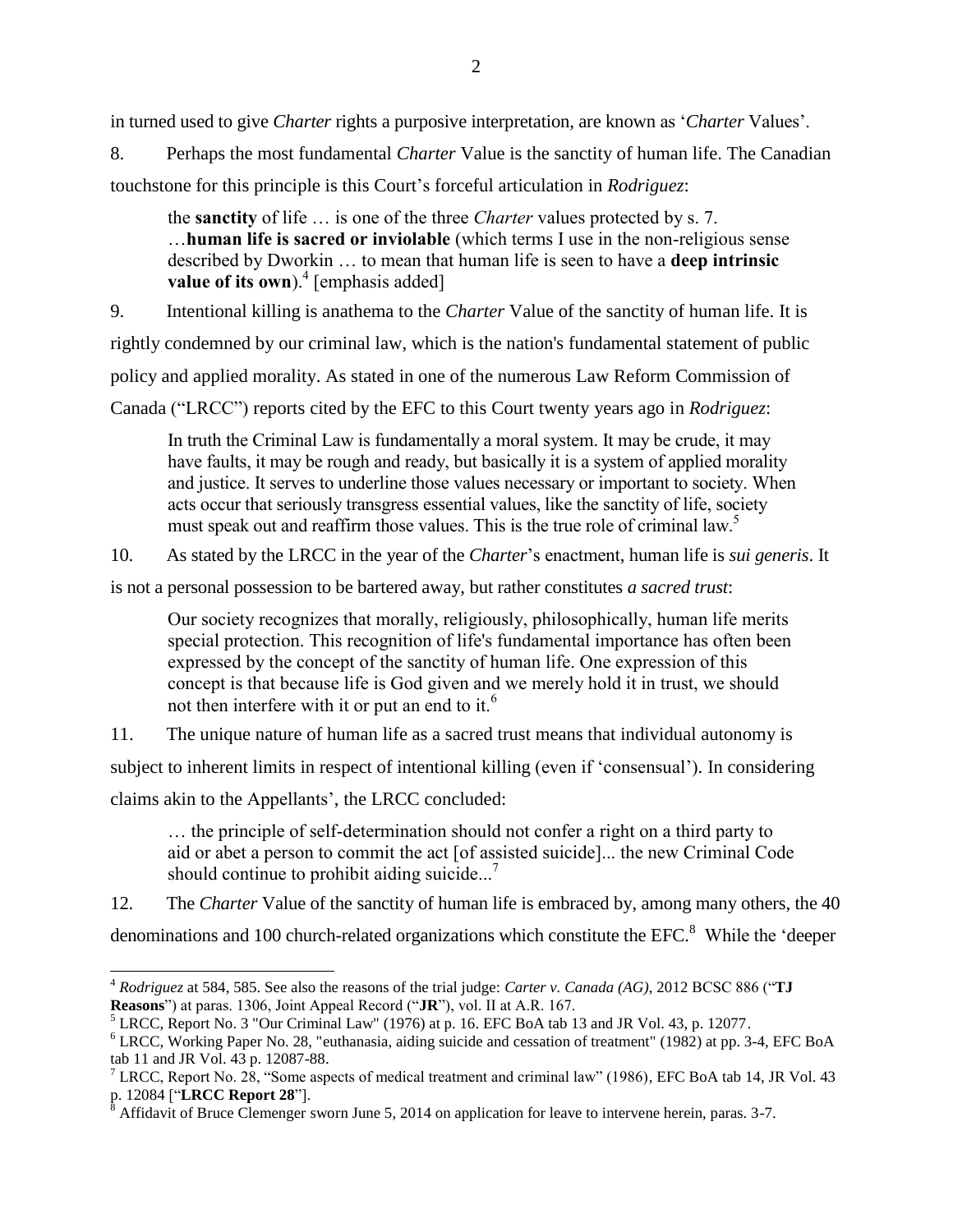in turned used to give *Charter* rights a purposive interpretation, are known as '*Charter* Values'.

8. Perhaps the most fundamental *Charter* Value is the sanctity of human life. The Canadian touchstone for this principle is this Court's forceful articulation in *Rodriguez*:

> the **sanctity** of life … is one of the three *Charter* values protected by s. 7. …**human life is sacred or inviolable** (which terms I use in the non-religious sense described by Dworkin … to mean that human life is seen to have a **deep intrinsic value of its own**).[4] [emphasis added]

9. Intentional killing is anathema to the *Charter* Value of the sanctity of human life. It is rightly condemned by our criminal law, which is the nation's fundamental statement of public policy and applied morality. As stated in one of the numerous Law Reform Commission of Canada ("LRCC") reports cited by the EFC to this Court twenty years ago in *Rodriguez*:

> In truth the Criminal Law is fundamentally a moral system. It may be crude, it may have faults, it may be rough and ready, but basically it is a system of applied morality and justice. It serves to underline those values necessary or important to society. When acts occur that seriously transgress essential values, like the sanctity of life, society must speak out and reaffirm those values. This is the true role of criminal law.[5]

10. As stated by the LRCC in the year of the *Charter*'s enactment, human life is *sui generis*. It is not a personal possession to be bartered away, but rather constitutes *a sacred trust*:

> Our society recognizes that morally, religiously, philosophically, human life merits special protection. This recognition of life's fundamental importance has often been expressed by the concept of the sanctity of human life. One expression of this concept is that because life is God given and we merely hold it in trust, we should not then interfere with it or put an end to it.[6]

11. The unique nature of human life as a sacred trust means that individual autonomy is subject to inherent limits in respect of intentional killing (even if 'consensual'). In considering claims akin to the Appellants', the LRCC concluded:

> … the principle of self-determination should not confer a right on a third party to aid or abet a person to commit the act [of assisted suicide]... the new Criminal Code should continue to prohibit aiding suicide...[7]

12. The *Charter* Value of the sanctity of human life is embraced by, among many others, the 40 denominations and 100 church-related organizations which constitute the EFC.[8] While the 'deeper

---

[4] *Rodriguez* at 584, 585. See also the reasons of the trial judge: *Carter v. Canada (AG)*, 2012 BCSC 886 ("**TJ Reasons**") at paras. 1306, Joint Appeal Record ("**JR**"), vol. II at A.R. 167.

[5] LRCC, Report No. 3 "Our Criminal Law" (1976) at p. 16. EFC BoA tab 13 and JR Vol. 43, p. 12077.

[6] LRCC, Working Paper No. 28, "euthanasia, aiding suicide and cessation of treatment" (1982) at pp. 3-4, EFC BoA tab 11 and JR Vol. 43 p. 12087-88.

[7] LRCC, Report No. 28, "Some aspects of medical treatment and criminal law" (1986), EFC BoA tab 14, JR Vol. 43 p. 12084 ["**LRCC Report 28**"].

[8] Affidavit of Bruce Clemenger sworn June 5, 2014 on application for leave to intervene herein, paras. 3-7.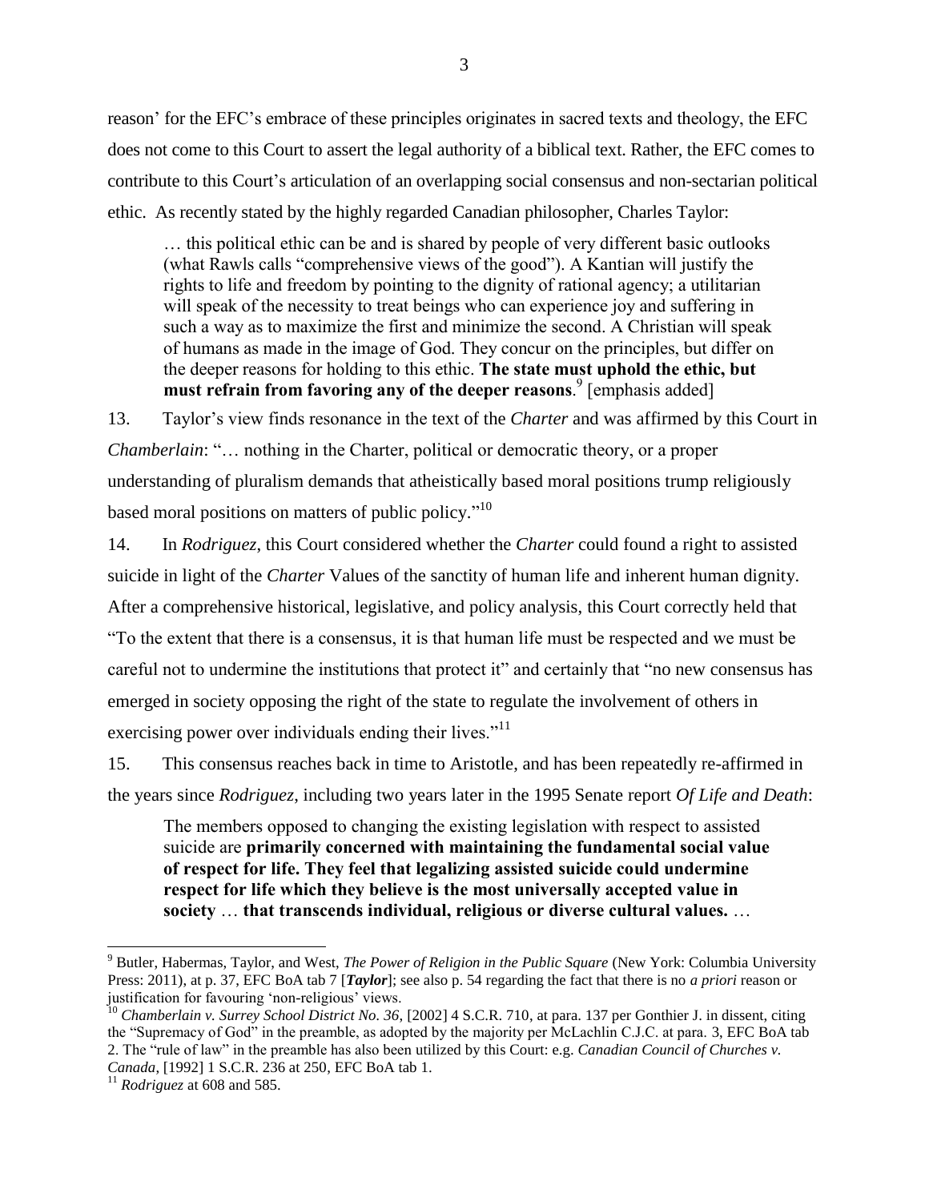reason' for the EFC's embrace of these principles originates in sacred texts and theology, the EFC does not come to this Court to assert the legal authority of a biblical text. Rather, the EFC comes to contribute to this Court's articulation of an overlapping social consensus and non-sectarian political ethic. As recently stated by the highly regarded Canadian philosopher, Charles Taylor:

> … this political ethic can be and is shared by people of very different basic outlooks (what Rawls calls "comprehensive views of the good"). A Kantian will justify the rights to life and freedom by pointing to the dignity of rational agency; a utilitarian will speak of the necessity to treat beings who can experience joy and suffering in such a way as to maximize the first and minimize the second. A Christian will speak of humans as made in the image of God. They concur on the principles, but differ on the deeper reasons for holding to this ethic. **The state must uphold the ethic, but must refrain from favoring any of the deeper reasons**.[9] [emphasis added]

13. Taylor's view finds resonance in the text of the *Charter* and was affirmed by this Court in *Chamberlain*: "… nothing in the Charter, political or democratic theory, or a proper understanding of pluralism demands that atheistically based moral positions trump religiously based moral positions on matters of public policy."[10]

14. In *Rodriguez*, this Court considered whether the *Charter* could found a right to assisted suicide in light of the *Charter* Values of the sanctity of human life and inherent human dignity. After a comprehensive historical, legislative, and policy analysis, this Court correctly held that "To the extent that there is a consensus, it is that human life must be respected and we must be careful not to undermine the institutions that protect it" and certainly that "no new consensus has emerged in society opposing the right of the state to regulate the involvement of others in exercising power over individuals ending their lives."[11]

15. This consensus reaches back in time to Aristotle, and has been repeatedly re-affirmed in the years since *Rodriguez*, including two years later in the 1995 Senate report *Of Life and Death*:

> The members opposed to changing the existing legislation with respect to assisted suicide are **primarily concerned with maintaining the fundamental social value of respect for life. They feel that legalizing assisted suicide could undermine respect for life which they believe is the most universally accepted value in society** … **that transcends individual, religious or diverse cultural values.** …

---

[9] Butler, Habermas, Taylor, and West, *The Power of Religion in the Public Square* (New York: Columbia University Press: 2011), at p. 37, EFC BoA tab 7 [***Taylor***]; see also p. 54 regarding the fact that there is no *a priori* reason or justification for favouring 'non-religious' views.

[10] *Chamberlain v. Surrey School District No. 36*, [2002] 4 S.C.R. 710, at para. 137 per Gonthier J. in dissent, citing the "Supremacy of God" in the preamble, as adopted by the majority per McLachlin C.J.C. at para. 3, EFC BoA tab 2. The "rule of law" in the preamble has also been utilized by this Court: e.g. *Canadian Council of Churches v. Canada*, [1992] 1 S.C.R. 236 at 250, EFC BoA tab 1.

[11] *Rodriguez* at 608 and 585.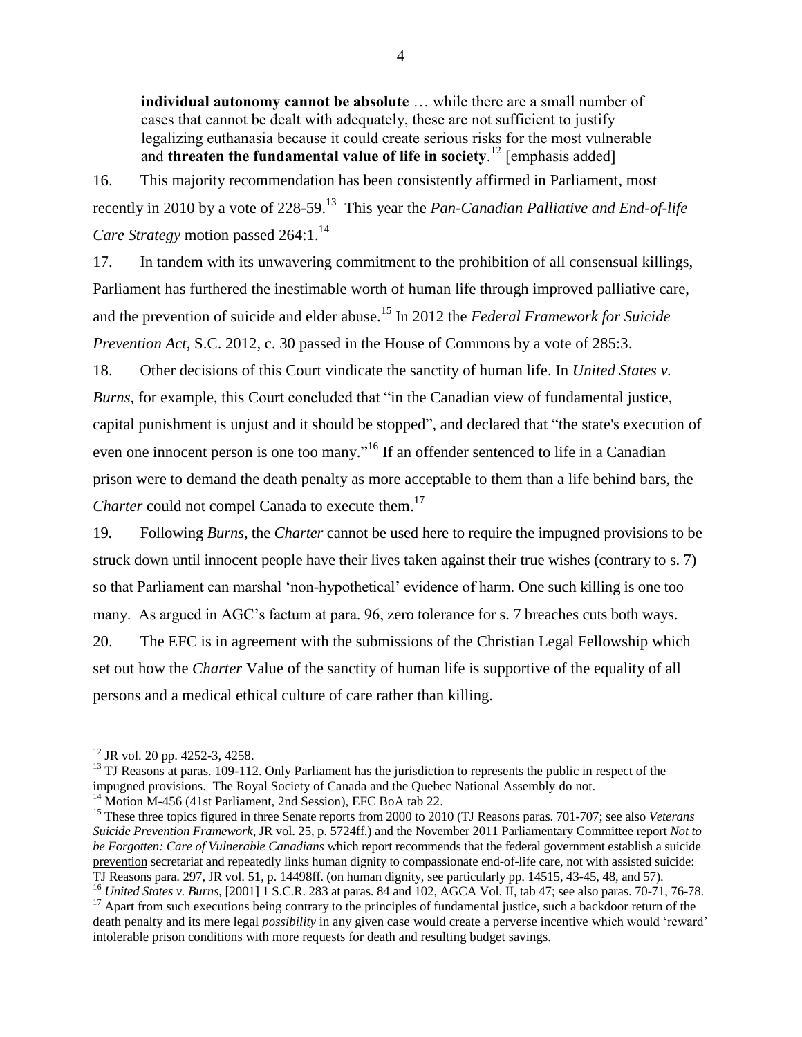> **individual autonomy cannot be absolute** … while there are a small number of cases that cannot be dealt with adequately, these are not sufficient to justify legalizing euthanasia because it could create serious risks for the most vulnerable and **threaten the fundamental value of life in society**.[12] [emphasis added]

16. This majority recommendation has been consistently affirmed in Parliament, most recently in 2010 by a vote of 228-59.[13] This year the *Pan-Canadian Palliative and End-of-life Care Strategy* motion passed 264:1.[14]

17. In tandem with its unwavering commitment to the prohibition of all consensual killings, Parliament has furthered the inestimable worth of human life through improved palliative care, and the prevention of suicide and elder abuse.[15] In 2012 the *Federal Framework for Suicide Prevention Act*, S.C. 2012, c. 30 passed in the House of Commons by a vote of 285:3.

18. Other decisions of this Court vindicate the sanctity of human life. In *United States v. Burns*, for example, this Court concluded that "in the Canadian view of fundamental justice, capital punishment is unjust and it should be stopped", and declared that "the state's execution of even one innocent person is one too many."[16] If an offender sentenced to life in a Canadian prison were to demand the death penalty as more acceptable to them than a life behind bars, the *Charter* could not compel Canada to execute them.[17]

19. Following *Burns*, the *Charter* cannot be used here to require the impugned provisions to be struck down until innocent people have their lives taken against their true wishes (contrary to s. 7) so that Parliament can marshal 'non-hypothetical' evidence of harm. One such killing is one too many. As argued in AGC's factum at para. 96, zero tolerance for s. 7 breaches cuts both ways.

20. The EFC is in agreement with the submissions of the Christian Legal Fellowship which set out how the *Charter* Value of the sanctity of human life is supportive of the equality of all persons and a medical ethical culture of care rather than killing.

---

[12] JR vol. 20 pp. 4252-3, 4258.

[13] TJ Reasons at paras. 109-112. Only Parliament has the jurisdiction to represents the public in respect of the impugned provisions. The Royal Society of Canada and the Quebec National Assembly do not.

[14] Motion M-456 (41st Parliament, 2nd Session), EFC BoA tab 22.

[15] These three topics figured in three Senate reports from 2000 to 2010 (TJ Reasons paras. 701-707; see also *Veterans Suicide Prevention Framework*, JR vol. 25, p. 5724ff.) and the November 2011 Parliamentary Committee report *Not to be Forgotten: Care of Vulnerable Canadians* which report recommends that the federal government establish a suicide prevention secretariat and repeatedly links human dignity to compassionate end-of-life care, not with assisted suicide: TJ Reasons para. 297, JR vol. 51, p. 14498ff. (on human dignity, see particularly pp. 14515, 43-45, 48, and 57).

[16] *United States v. Burns*, [2001] 1 S.C.R. 283 at paras. 84 and 102, AGCA Vol. II, tab 47; see also paras. 70-71, 76-78.

[17] Apart from such executions being contrary to the principles of fundamental justice, such a backdoor return of the death penalty and its mere legal *possibility* in any given case would create a perverse incentive which would 'reward' intolerable prison conditions with more requests for death and resulting budget savings.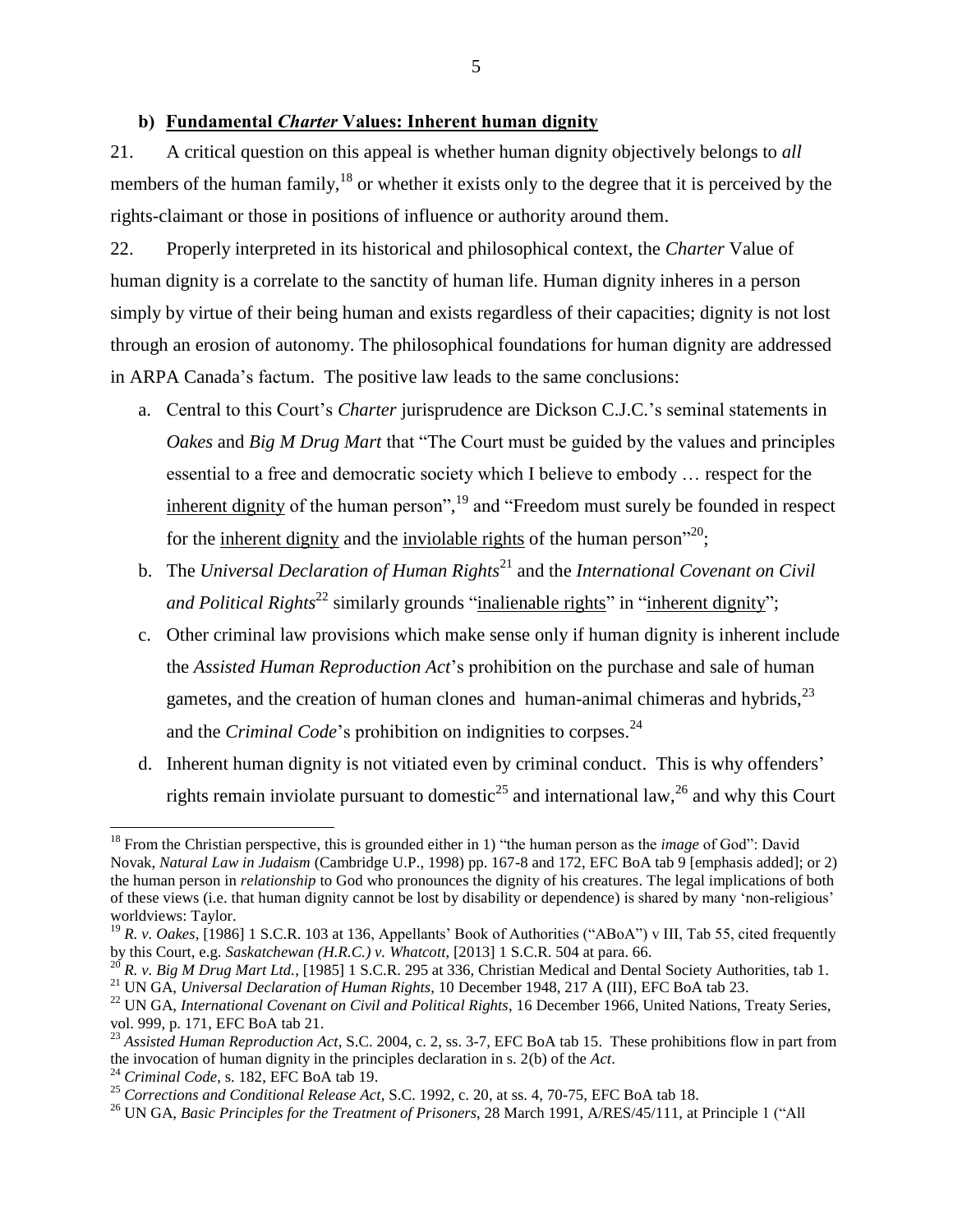### b) Fundamental *Charter* Values: Inherent human dignity

21. A critical question on this appeal is whether human dignity objectively belongs to *all* members of the human family,[18] or whether it exists only to the degree that it is perceived by the rights-claimant or those in positions of influence or authority around them.

22. Properly interpreted in its historical and philosophical context, the *Charter* Value of human dignity is a correlate to the sanctity of human life. Human dignity inheres in a person simply by virtue of their being human and exists regardless of their capacities; dignity is not lost through an erosion of autonomy. The philosophical foundations for human dignity are addressed in ARPA Canada's factum. The positive law leads to the same conclusions:

a. Central to this Court's *Charter* jurisprudence are Dickson C.J.C.'s seminal statements in *Oakes* and *Big M Drug Mart* that "The Court must be guided by the values and principles essential to a free and democratic society which I believe to embody … respect for the inherent dignity of the human person",[19] and "Freedom must surely be founded in respect for the inherent dignity and the inviolable rights of the human person"[20];

b. The *Universal Declaration of Human Rights*[21] and the *International Covenant on Civil and Political Rights*[22] similarly grounds "inalienable rights" in "inherent dignity";

c. Other criminal law provisions which make sense only if human dignity is inherent include the *Assisted Human Reproduction Act*'s prohibition on the purchase and sale of human gametes, and the creation of human clones and human-animal chimeras and hybrids,[23] and the *Criminal Code*'s prohibition on indignities to corpses.[24]

d. Inherent human dignity is not vitiated even by criminal conduct. This is why offenders' rights remain inviolate pursuant to domestic[25] and international law,[26] and why this Court

---

[18] From the Christian perspective, this is grounded either in 1) "the human person as the *image* of God": David Novak, *Natural Law in Judaism* (Cambridge U.P., 1998) pp. 167-8 and 172, EFC BoA tab 9 [emphasis added]; or 2) the human person in *relationship* to God who pronounces the dignity of his creatures. The legal implications of both of these views (i.e. that human dignity cannot be lost by disability or dependence) is shared by many 'non-religious' worldviews: Taylor.

[19] *R. v. Oakes*, [1986] 1 S.C.R. 103 at 136, Appellants' Book of Authorities ("ABoA") v III, Tab 55, cited frequently by this Court, e.g. *Saskatchewan (H.R.C.) v. Whatcott*, [2013] 1 S.C.R. 504 at para. 66.

[20] *R. v. Big M Drug Mart Ltd.*, [1985] 1 S.C.R. 295 at 336, Christian Medical and Dental Society Authorities, tab 1.

[21] UN GA, *Universal Declaration of Human Rights*, 10 December 1948, 217 A (III), EFC BoA tab 23.

[22] UN GA, *International Covenant on Civil and Political Rights*, 16 December 1966, United Nations, Treaty Series, vol. 999, p. 171, EFC BoA tab 21.

[23] *Assisted Human Reproduction Act*, S.C. 2004, c. 2, ss. 3-7, EFC BoA tab 15. These prohibitions flow in part from the invocation of human dignity in the principles declaration in s. 2(b) of the *Act*.

[24] *Criminal Code*, s. 182, EFC BoA tab 19.

[25] *Corrections and Conditional Release Act*, S.C. 1992, c. 20, at ss. 4, 70-75, EFC BoA tab 18.

[26] UN GA, *Basic Principles for the Treatment of Prisoners*, 28 March 1991, A/RES/45/111, at Principle 1 ("All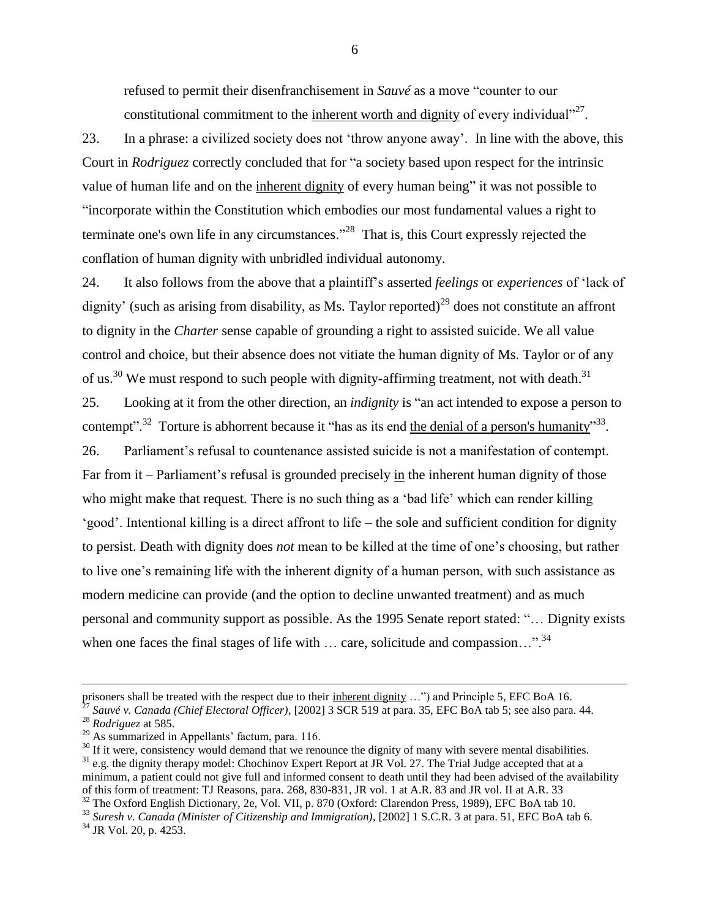refused to permit their disenfranchisement in *Sauvé* as a move "counter to our constitutional commitment to the <u>inherent worth and dignity</u> of every individual"[27].

23. In a phrase: a civilized society does not 'throw anyone away'. In line with the above, this Court in *Rodriguez* correctly concluded that for "a society based upon respect for the intrinsic value of human life and on the <u>inherent dignity</u> of every human being" it was not possible to "incorporate within the Constitution which embodies our most fundamental values a right to terminate one's own life in any circumstances."[28] That is, this Court expressly rejected the conflation of human dignity with unbridled individual autonomy.

24. It also follows from the above that a plaintiff's asserted *feelings* or *experiences* of 'lack of dignity' (such as arising from disability, as Ms. Taylor reported)[29] does not constitute an affront to dignity in the *Charter* sense capable of grounding a right to assisted suicide. We all value control and choice, but their absence does not vitiate the human dignity of Ms. Taylor or of any of us.[30] We must respond to such people with dignity-affirming treatment, not with death.[31]

25. Looking at it from the other direction, an *indignity* is "an act intended to expose a person to contempt".[32] Torture is abhorrent because it "has as its end <u>the denial of a person's humanity</u>"[33].

26. Parliament's refusal to countenance assisted suicide is not a manifestation of contempt. Far from it – Parliament's refusal is grounded precisely <u>in</u> the inherent human dignity of those who might make that request. There is no such thing as a 'bad life' which can render killing 'good'. Intentional killing is a direct affront to life – the sole and sufficient condition for dignity to persist. Death with dignity does *not* mean to be killed at the time of one's choosing, but rather to live one's remaining life with the inherent dignity of a human person, with such assistance as modern medicine can provide (and the option to decline unwanted treatment) and as much personal and community support as possible. As the 1995 Senate report stated: "… Dignity exists when one faces the final stages of life with … care, solicitude and compassion…".[34]

---

prisoners shall be treated with the respect due to their <u>inherent dignity</u> …") and Principle 5, EFC BoA 16.

[27] *Sauvé v. Canada (Chief Electoral Officer)*, [2002] 3 SCR 519 at para. 35, EFC BoA tab 5; see also para. 44.

[28] *Rodriguez* at 585.

[29] As summarized in Appellants' factum, para. 116.

[30] If it were, consistency would demand that we renounce the dignity of many with severe mental disabilities.

[31] e.g. the dignity therapy model: Chochinov Expert Report at JR Vol. 27. The Trial Judge accepted that at a minimum, a patient could not give full and informed consent to death until they had been advised of the availability of this form of treatment: TJ Reasons, para. 268, 830-831, JR vol. 1 at A.R. 83 and JR vol. II at A.R. 33

[32] The Oxford English Dictionary, 2e, Vol. VII, p. 870 (Oxford: Clarendon Press, 1989), EFC BoA tab 10.

[33] *Suresh v. Canada (Minister of Citizenship and Immigration)*, [2002] 1 S.C.R. 3 at para. 51, EFC BoA tab 6.

[34] JR Vol. 20, p. 4253.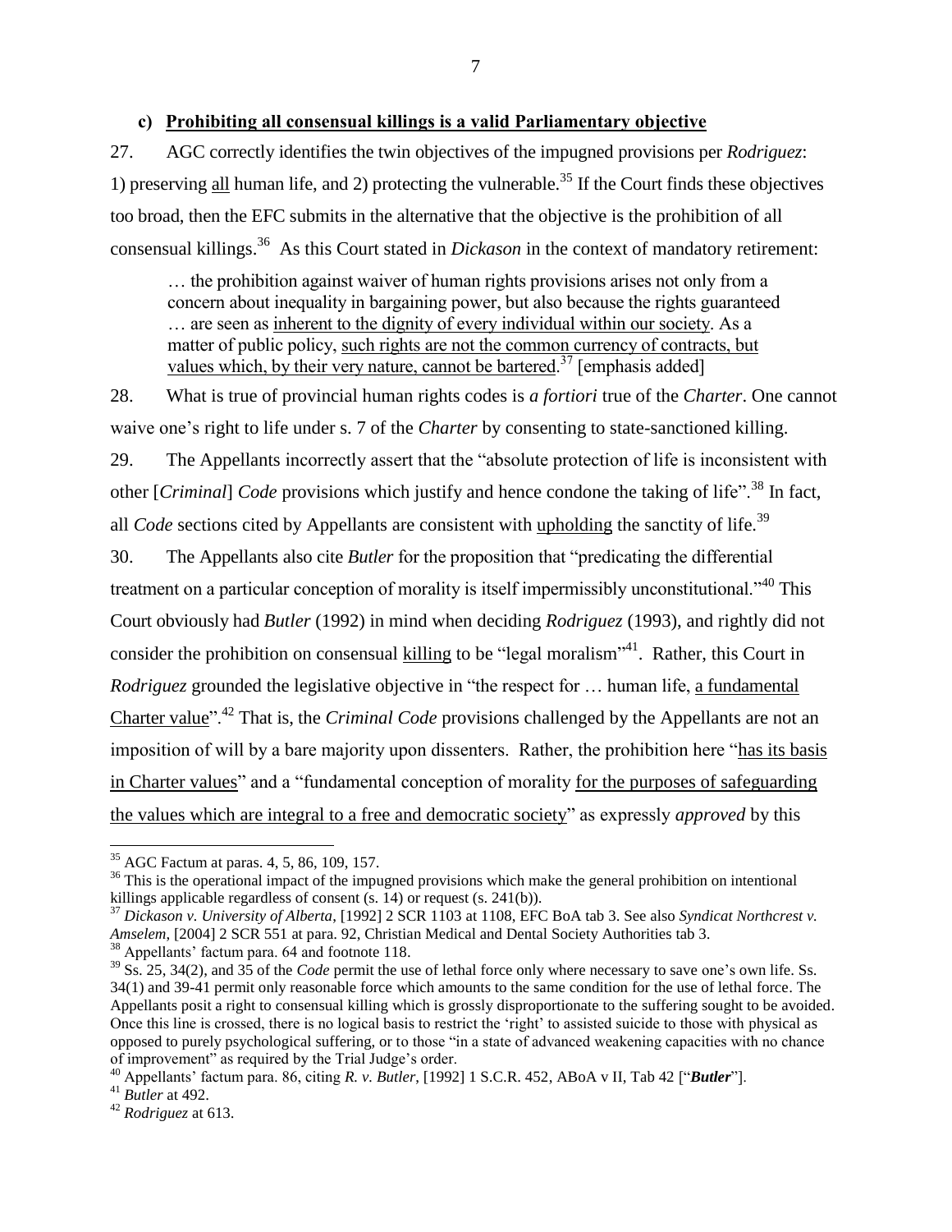### c) Prohibiting all consensual killings is a valid Parliamentary objective

27. AGC correctly identifies the twin objectives of the impugned provisions per *Rodriguez*: 1) preserving all human life, and 2) protecting the vulnerable.[35] If the Court finds these objectives too broad, then the EFC submits in the alternative that the objective is the prohibition of all consensual killings.[36] As this Court stated in *Dickason* in the context of mandatory retirement:

> … the prohibition against waiver of human rights provisions arises not only from a concern about inequality in bargaining power, but also because the rights guaranteed … are seen as inherent to the dignity of every individual within our society. As a matter of public policy, such rights are not the common currency of contracts, but values which, by their very nature, cannot be bartered.[37] [emphasis added]

28. What is true of provincial human rights codes is *a fortiori* true of the *Charter*. One cannot waive one's right to life under s. 7 of the *Charter* by consenting to state-sanctioned killing.

29. The Appellants incorrectly assert that the "absolute protection of life is inconsistent with other [*Criminal*] *Code* provisions which justify and hence condone the taking of life".[38] In fact, all *Code* sections cited by Appellants are consistent with upholding the sanctity of life.[39]

30. The Appellants also cite *Butler* for the proposition that "predicating the differential treatment on a particular conception of morality is itself impermissibly unconstitutional."[40] This Court obviously had *Butler* (1992) in mind when deciding *Rodriguez* (1993), and rightly did not consider the prohibition on consensual killing to be "legal moralism"[41]. Rather, this Court in *Rodriguez* grounded the legislative objective in "the respect for … human life, a fundamental Charter value".[42] That is, the *Criminal Code* provisions challenged by the Appellants are not an imposition of will by a bare majority upon dissenters. Rather, the prohibition here "has its basis in Charter values" and a "fundamental conception of morality for the purposes of safeguarding the values which are integral to a free and democratic society" as expressly *approved* by this

---

[35] AGC Factum at paras. 4, 5, 86, 109, 157.

[36] This is the operational impact of the impugned provisions which make the general prohibition on intentional killings applicable regardless of consent (s. 14) or request (s. 241(b)).

[37] *Dickason v. University of Alberta*, [1992] 2 SCR 1103 at 1108, EFC BoA tab 3. See also *Syndicat Northcrest v. Amselem*, [2004] 2 SCR 551 at para. 92, Christian Medical and Dental Society Authorities tab 3.

[38] Appellants' factum para. 64 and footnote 118.

[39] Ss. 25, 34(2), and 35 of the *Code* permit the use of lethal force only where necessary to save one's own life. Ss. 34(1) and 39-41 permit only reasonable force which amounts to the same condition for the use of lethal force. The Appellants posit a right to consensual killing which is grossly disproportionate to the suffering sought to be avoided. Once this line is crossed, there is no logical basis to restrict the 'right' to assisted suicide to those with physical as opposed to purely psychological suffering, or to those "in a state of advanced weakening capacities with no chance of improvement" as required by the Trial Judge's order.

[40] Appellants' factum para. 86, citing *R. v. Butler*, [1992] 1 S.C.R. 452, ABoA v II, Tab 42 ["***Butler***"].

[41] *Butler* at 492.

[42] *Rodriguez* at 613.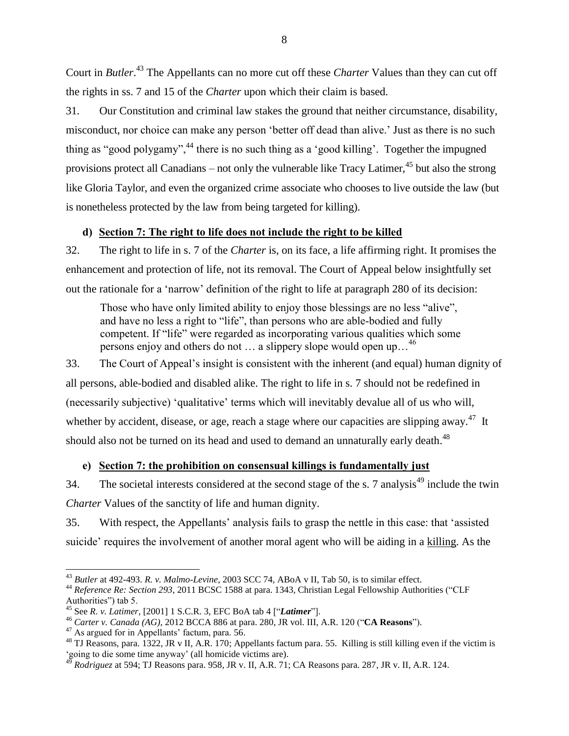Court in *Butler*.[43] The Appellants can no more cut off these *Charter* Values than they can cut off the rights in ss. 7 and 15 of the *Charter* upon which their claim is based.

31. Our Constitution and criminal law stakes the ground that neither circumstance, disability, misconduct, nor choice can make any person 'better off dead than alive.' Just as there is no such thing as "good polygamy",[44] there is no such thing as a 'good killing'. Together the impugned provisions protect all Canadians – not only the vulnerable like Tracy Latimer,[45] but also the strong like Gloria Taylor, and even the organized crime associate who chooses to live outside the law (but is nonetheless protected by the law from being targeted for killing).

#### d) Section 7: The right to life does not include the right to be killed

32. The right to life in s. 7 of the *Charter* is, on its face, a life affirming right. It promises the enhancement and protection of life, not its removal. The Court of Appeal below insightfully set out the rationale for a 'narrow' definition of the right to life at paragraph 280 of its decision:

> Those who have only limited ability to enjoy those blessings are no less "alive", and have no less a right to "life", than persons who are able-bodied and fully competent. If "life" were regarded as incorporating various qualities which some persons enjoy and others do not … a slippery slope would open up…[46]

33. The Court of Appeal's insight is consistent with the inherent (and equal) human dignity of all persons, able-bodied and disabled alike. The right to life in s. 7 should not be redefined in (necessarily subjective) 'qualitative' terms which will inevitably devalue all of us who will, whether by accident, disease, or age, reach a stage where our capacities are slipping away.[47] It should also not be turned on its head and used to demand an unnaturally early death.[48]

#### e) Section 7: the prohibition on consensual killings is fundamentally just

34. The societal interests considered at the second stage of the s. 7 analysis[49] include the twin *Charter* Values of the sanctity of life and human dignity.

35. With respect, the Appellants' analysis fails to grasp the nettle in this case: that 'assisted suicide' requires the involvement of another moral agent who will be aiding in a killing. As the

---

[43] *Butler* at 492-493. *R. v. Malmo-Levine*, 2003 SCC 74, ABoA v II, Tab 50, is to similar effect.

[44] *Reference Re: Section 293*, 2011 BCSC 1588 at para. 1343, Christian Legal Fellowship Authorities ("CLF Authorities") tab 5.

[45] See *R. v. Latimer*, [2001] 1 S.C.R. 3, EFC BoA tab 4 ["***Latimer***"].

[46] *Carter v. Canada (AG)*, 2012 BCCA 886 at para. 280, JR vol. III, A.R. 120 ("**CA Reasons**").

[47] As argued for in Appellants' factum, para. 56.

[48] TJ Reasons, para. 1322, JR v II, A.R. 170; Appellants factum para. 55. Killing is still killing even if the victim is 'going to die some time anyway' (all homicide victims are).

[49] *Rodriguez* at 594; TJ Reasons para. 958, JR v. II, A.R. 71; CA Reasons para. 287, JR v. II, A.R. 124.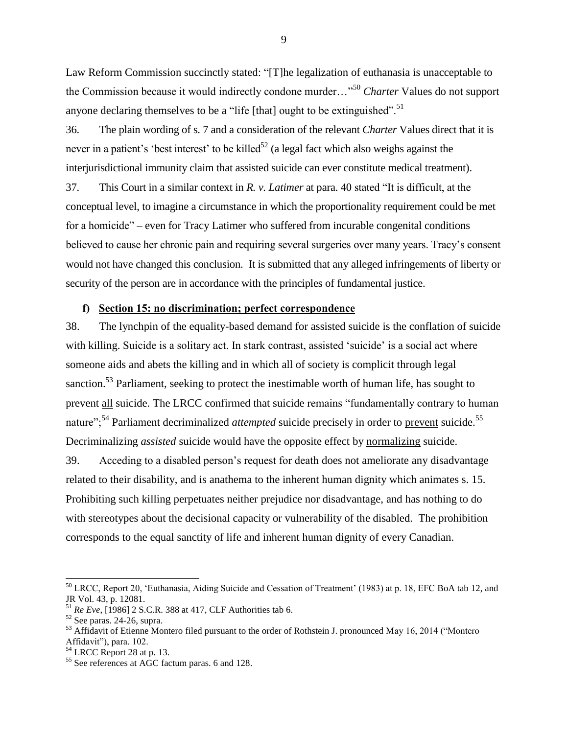Law Reform Commission succinctly stated: "[T]he legalization of euthanasia is unacceptable to the Commission because it would indirectly condone murder…"[50] *Charter* Values do not support anyone declaring themselves to be a "life [that] ought to be extinguished".[51]

36. The plain wording of s. 7 and a consideration of the relevant *Charter* Values direct that it is never in a patient's 'best interest' to be killed[52] (a legal fact which also weighs against the interjurisdictional immunity claim that assisted suicide can ever constitute medical treatment).

37. This Court in a similar context in *R. v. Latimer* at para. 40 stated "It is difficult, at the conceptual level, to imagine a circumstance in which the proportionality requirement could be met for a homicide" – even for Tracy Latimer who suffered from incurable congenital conditions believed to cause her chronic pain and requiring several surgeries over many years. Tracy's consent would not have changed this conclusion. It is submitted that any alleged infringements of liberty or security of the person are in accordance with the principles of fundamental justice.

### f) <u>Section 15: no discrimination; perfect correspondence</u>

38. The lynchpin of the equality-based demand for assisted suicide is the conflation of suicide with killing. Suicide is a solitary act. In stark contrast, assisted 'suicide' is a social act where someone aids and abets the killing and in which all of society is complicit through legal sanction.[53] Parliament, seeking to protect the inestimable worth of human life, has sought to prevent <u>all</u> suicide. The LRCC confirmed that suicide remains "fundamentally contrary to human nature";[54] Parliament decriminalized *attempted* suicide precisely in order to <u>prevent</u> suicide.[55] Decriminalizing *assisted* suicide would have the opposite effect by <u>normalizing</u> suicide.

39. Acceding to a disabled person's request for death does not ameliorate any disadvantage related to their disability, and is anathema to the inherent human dignity which animates s. 15. Prohibiting such killing perpetuates neither prejudice nor disadvantage, and has nothing to do with stereotypes about the decisional capacity or vulnerability of the disabled. The prohibition corresponds to the equal sanctity of life and inherent human dignity of every Canadian.

---

[50] LRCC, Report 20, 'Euthanasia, Aiding Suicide and Cessation of Treatment' (1983) at p. 18, EFC BoA tab 12, and JR Vol. 43, p. 12081.

[51] *Re Eve*, [1986] 2 S.C.R. 388 at 417, CLF Authorities tab 6.

[52] See paras. 24-26, supra.

[53] Affidavit of Etienne Montero filed pursuant to the order of Rothstein J. pronounced May 16, 2014 ("Montero Affidavit"), para. 102.

[54] LRCC Report 28 at p. 13.

[55] See references at AGC factum paras. 6 and 128.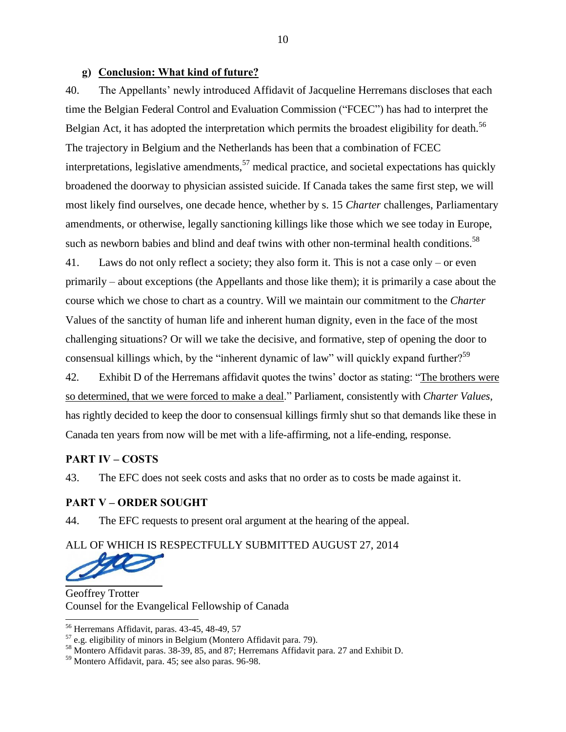### g) **Conclusion: What kind of future?**

40. The Appellants' newly introduced Affidavit of Jacqueline Herremans discloses that each time the Belgian Federal Control and Evaluation Commission ("FCEC") has had to interpret the Belgian Act, it has adopted the interpretation which permits the broadest eligibility for death.[56] The trajectory in Belgium and the Netherlands has been that a combination of FCEC interpretations, legislative amendments,[57] medical practice, and societal expectations has quickly broadened the doorway to physician assisted suicide. If Canada takes the same first step, we will most likely find ourselves, one decade hence, whether by s. 15 *Charter* challenges, Parliamentary amendments, or otherwise, legally sanctioning killings like those which we see today in Europe, such as newborn babies and blind and deaf twins with other non-terminal health conditions.[58]

41. Laws do not only reflect a society; they also form it. This is not a case only – or even primarily – about exceptions (the Appellants and those like them); it is primarily a case about the course which we chose to chart as a country. Will we maintain our commitment to the *Charter* Values of the sanctity of human life and inherent human dignity, even in the face of the most challenging situations? Or will we take the decisive, and formative, step of opening the door to consensual killings which, by the "inherent dynamic of law" will quickly expand further?[59]

42. Exhibit D of the Herremans affidavit quotes the twins' doctor as stating: "<u>The brothers were so determined, that we were forced to make a deal</u>." Parliament, consistently with *Charter Values*, has rightly decided to keep the door to consensual killings firmly shut so that demands like these in Canada ten years from now will be met with a life-affirming, not a life-ending, response.

## PART IV – COSTS

43. The EFC does not seek costs and asks that no order as to costs be made against it.

## PART V – ORDER SOUGHT

44. The EFC requests to present oral argument at the hearing of the appeal.

ALL OF WHICH IS RESPECTFULLY SUBMITTED AUGUST 27, 2014

Geoffrey Trotter
Counsel for the Evangelical Fellowship of Canada

---

[56] Herremans Affidavit, paras. 43-45, 48-49, 57

[57] e.g. eligibility of minors in Belgium (Montero Affidavit para. 79).

[58] Montero Affidavit paras. 38-39, 85, and 87; Herremans Affidavit para. 27 and Exhibit D.

[59] Montero Affidavit, para. 45; see also paras. 96-98.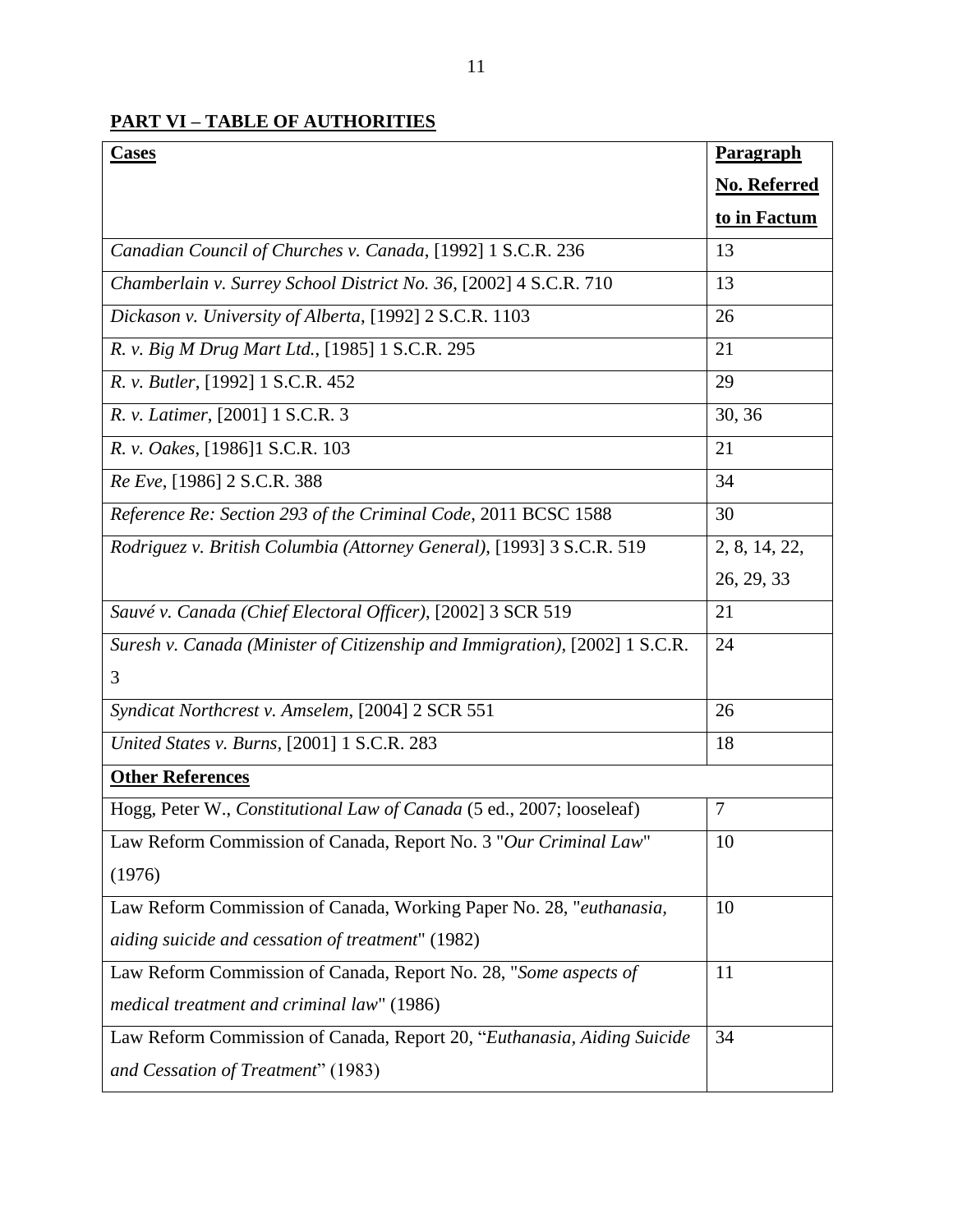## PART VI – TABLE OF AUTHORITIES

| **Cases** | **Paragraph No. Referred to in Factum** |
|---|---|
| *Canadian Council of Churches v. Canada*, [1992] 1 S.C.R. 236 | 13 |
| *Chamberlain v. Surrey School District No. 36*, [2002] 4 S.C.R. 710 | 13 |
| *Dickason v. University of Alberta*, [1992] 2 S.C.R. 1103 | 26 |
| *R. v. Big M Drug Mart Ltd.*, [1985] 1 S.C.R. 295 | 21 |
| *R. v. Butler*, [1992] 1 S.C.R. 452 | 29 |
| *R. v. Latimer*, [2001] 1 S.C.R. 3 | 30, 36 |
| *R. v. Oakes*, [1986]1 S.C.R. 103 | 21 |
| *Re Eve*, [1986] 2 S.C.R. 388 | 34 |
| *Reference Re: Section 293 of the Criminal Code*, 2011 BCSC 1588 | 30 |
| *Rodriguez v. British Columbia (Attorney General)*, [1993] 3 S.C.R. 519 | 2, 8, 14, 22, 26, 29, 33 |
| *Sauvé v. Canada (Chief Electoral Officer)*, [2002] 3 SCR 519 | 21 |
| *Suresh v. Canada (Minister of Citizenship and Immigration)*, [2002] 1 S.C.R. 3 | 24 |
| *Syndicat Northcrest v. Amselem*, [2004] 2 SCR 551 | 26 |
| *United States v. Burns*, [2001] 1 S.C.R. 283 | 18 |
| **Other References** | |
| Hogg, Peter W., *Constitutional Law of Canada* (5 ed., 2007; looseleaf) | 7 |
| Law Reform Commission of Canada, Report No. 3 "*Our Criminal Law*" (1976) | 10 |
| Law Reform Commission of Canada, Working Paper No. 28, "*euthanasia, aiding suicide and cessation of treatment*" (1982) | 10 |
| Law Reform Commission of Canada, Report No. 28, "*Some aspects of medical treatment and criminal law*" (1986) | 11 |
| Law Reform Commission of Canada, Report 20, "*Euthanasia, Aiding Suicide and Cessation of Treatment*" (1983) | 34 |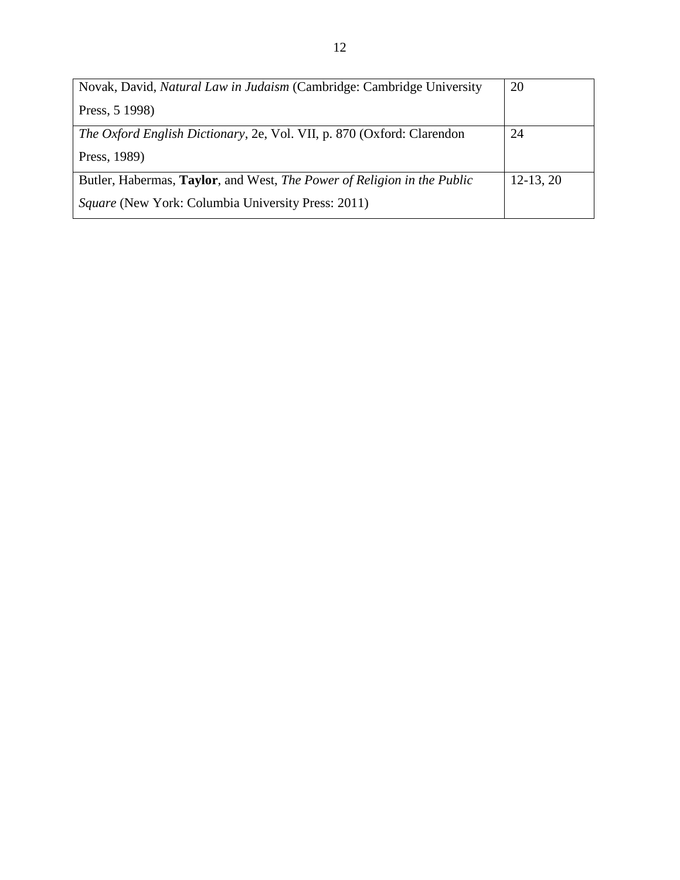| | |
|---|---|
| Novak, David, *Natural Law in Judaism* (Cambridge: Cambridge University Press, 5 1998) | 20 |
| *The Oxford English Dictionary*, 2e, Vol. VII, p. 870 (Oxford: Clarendon Press, 1989) | 24 |
| Butler, Habermas, **Taylor**, and West, *The Power of Religion in the Public Square* (New York: Columbia University Press: 2011) | 12-13, 20 |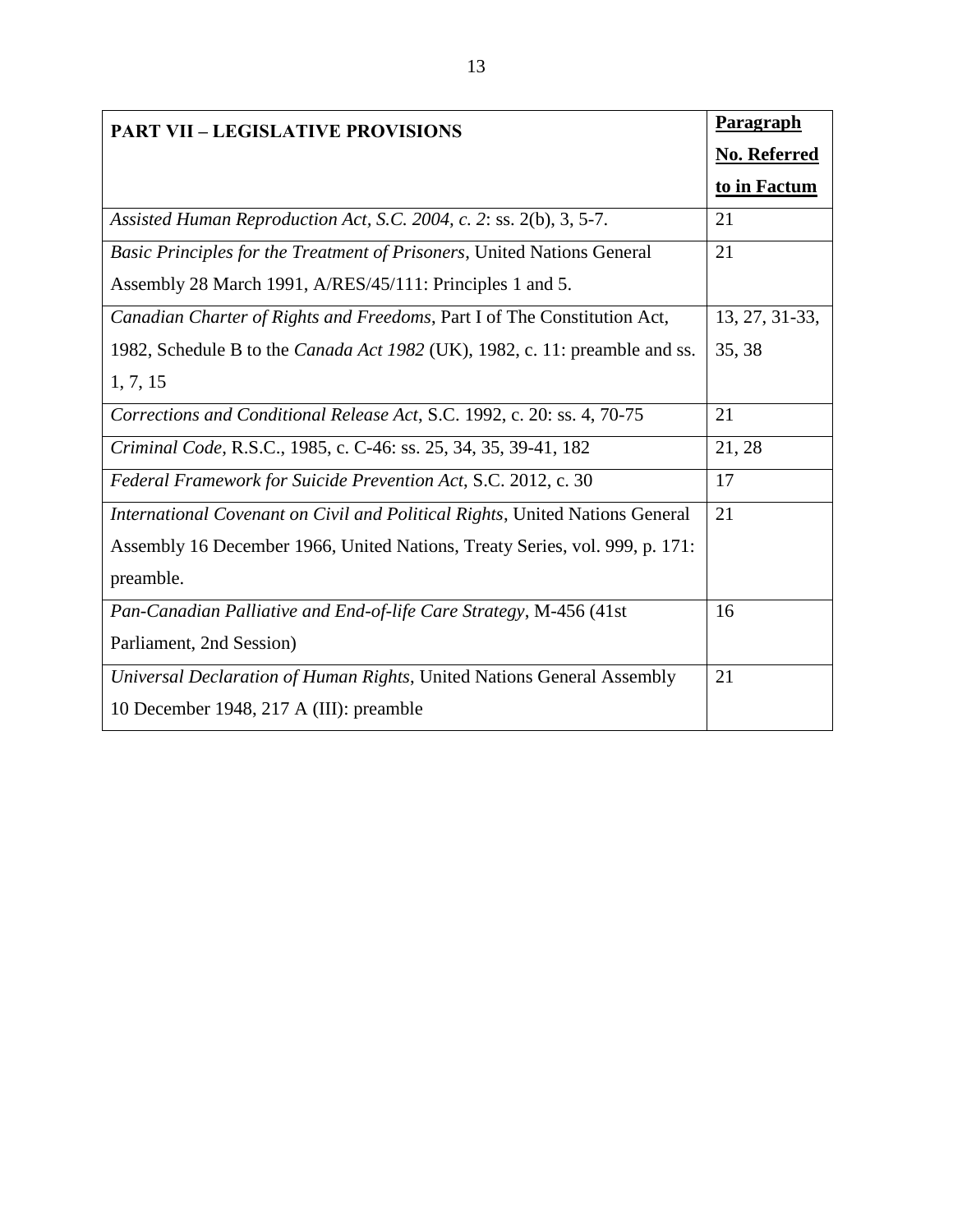| **PART VII – LEGISLATIVE PROVISIONS** | **Paragraph No. Referred to in Factum** |
| --- | --- |
| *Assisted Human Reproduction Act, S.C. 2004, c. 2*: ss. 2(b), 3, 5-7. | 21 |
| *Basic Principles for the Treatment of Prisoners*, United Nations General Assembly 28 March 1991, A/RES/45/111: Principles 1 and 5. | 21 |
| *Canadian Charter of Rights and Freedoms*, Part I of The Constitution Act, 1982, Schedule B to the *Canada Act 1982* (UK), 1982, c. 11: preamble and ss. 1, 7, 15 | 13, 27, 31-33, 35, 38 |
| *Corrections and Conditional Release Act*, S.C. 1992, c. 20: ss. 4, 70-75 | 21 |
| *Criminal Code*, R.S.C., 1985, c. C-46: ss. 25, 34, 35, 39-41, 182 | 21, 28 |
| *Federal Framework for Suicide Prevention Act*, S.C. 2012, c. 30 | 17 |
| *International Covenant on Civil and Political Rights*, United Nations General Assembly 16 December 1966, United Nations, Treaty Series, vol. 999, p. 171: preamble. | 21 |
| *Pan-Canadian Palliative and End-of-life Care Strategy*, M-456 (41st Parliament, 2nd Session) | 16 |
| *Universal Declaration of Human Rights*, United Nations General Assembly 10 December 1948, 217 A (III): preamble | 21 |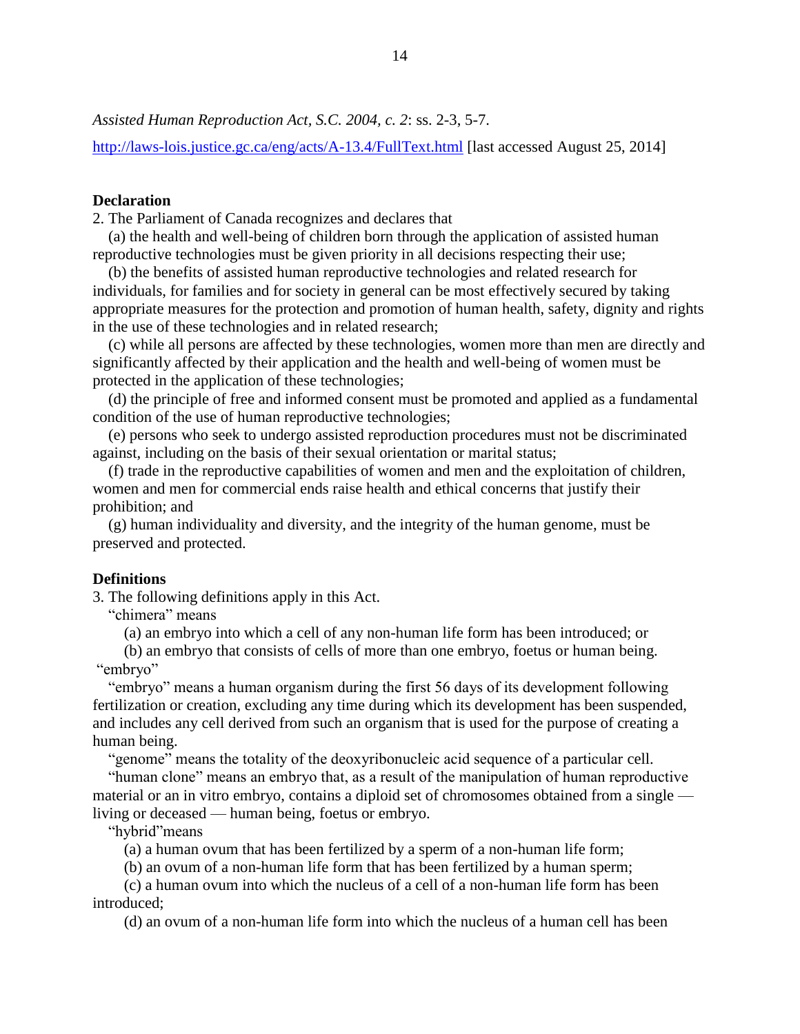*Assisted Human Reproduction Act, S.C. 2004, c. 2*: ss. 2-3, 5-7.

http://laws-lois.justice.gc.ca/eng/acts/A-13.4/FullText.html [last accessed August 25, 2014]

**Declaration**

2. The Parliament of Canada recognizes and declares that

(a) the health and well-being of children born through the application of assisted human reproductive technologies must be given priority in all decisions respecting their use;

(b) the benefits of assisted human reproductive technologies and related research for individuals, for families and for society in general can be most effectively secured by taking appropriate measures for the protection and promotion of human health, safety, dignity and rights in the use of these technologies and in related research;

(c) while all persons are affected by these technologies, women more than men are directly and significantly affected by their application and the health and well-being of women must be protected in the application of these technologies;

(d) the principle of free and informed consent must be promoted and applied as a fundamental condition of the use of human reproductive technologies;

(e) persons who seek to undergo assisted reproduction procedures must not be discriminated against, including on the basis of their sexual orientation or marital status;

(f) trade in the reproductive capabilities of women and men and the exploitation of children, women and men for commercial ends raise health and ethical concerns that justify their prohibition; and

(g) human individuality and diversity, and the integrity of the human genome, must be preserved and protected.

**Definitions**

3. The following definitions apply in this Act.

"chimera" means

(a) an embryo into which a cell of any non-human life form has been introduced; or

(b) an embryo that consists of cells of more than one embryo, foetus or human being.

"embryo"

"embryo" means a human organism during the first 56 days of its development following fertilization or creation, excluding any time during which its development has been suspended, and includes any cell derived from such an organism that is used for the purpose of creating a human being.

"genome" means the totality of the deoxyribonucleic acid sequence of a particular cell.

"human clone" means an embryo that, as a result of the manipulation of human reproductive material or an in vitro embryo, contains a diploid set of chromosomes obtained from a single — living or deceased — human being, foetus or embryo.

"hybrid"means

(a) a human ovum that has been fertilized by a sperm of a non-human life form;

(b) an ovum of a non-human life form that has been fertilized by a human sperm;

(c) a human ovum into which the nucleus of a cell of a non-human life form has been introduced;

(d) an ovum of a non-human life form into which the nucleus of a human cell has been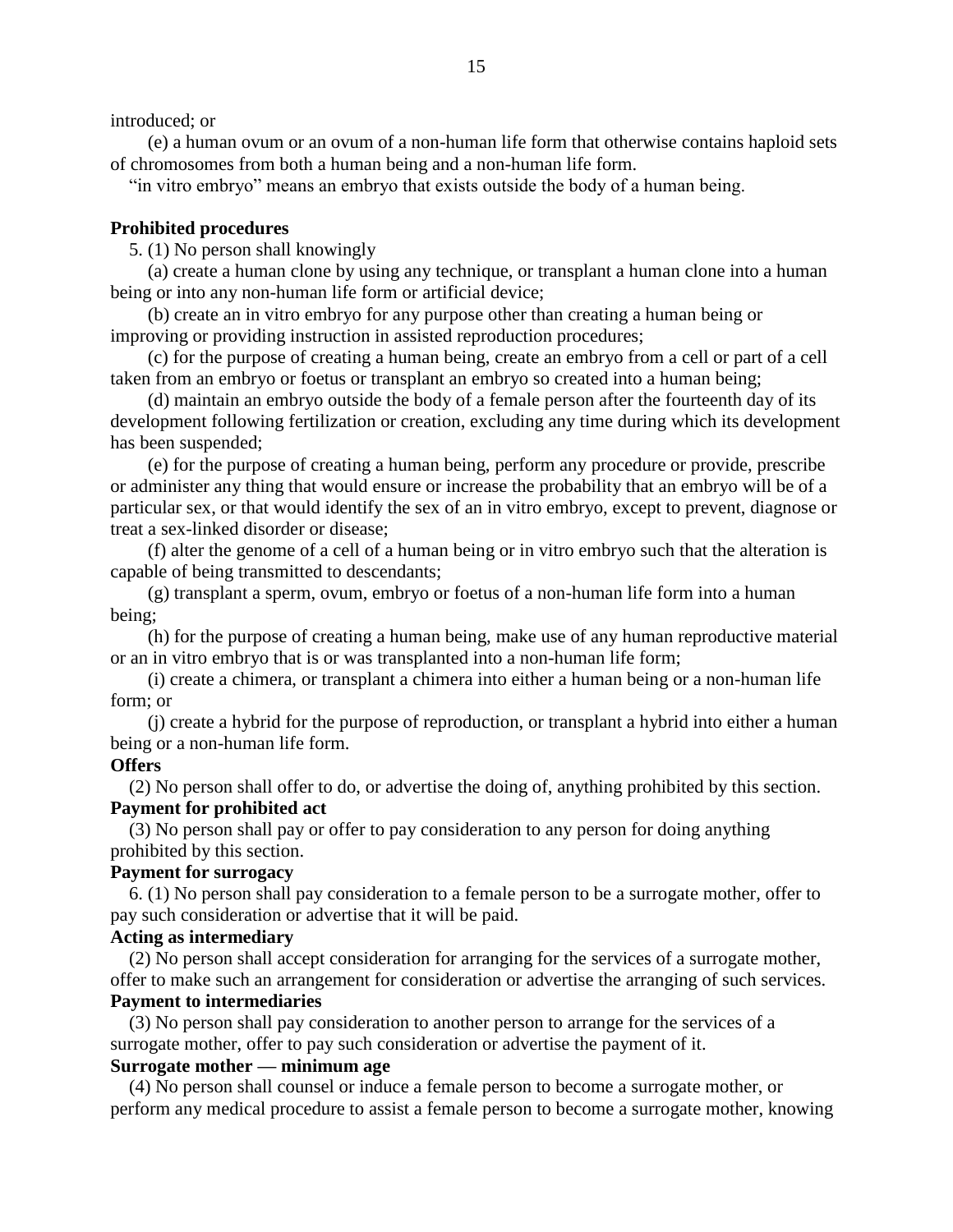introduced; or

(e) a human ovum or an ovum of a non-human life form that otherwise contains haploid sets of chromosomes from both a human being and a non-human life form.

"in vitro embryo" means an embryo that exists outside the body of a human being.

**Prohibited procedures**

5. (1) No person shall knowingly

(a) create a human clone by using any technique, or transplant a human clone into a human being or into any non-human life form or artificial device;

(b) create an in vitro embryo for any purpose other than creating a human being or improving or providing instruction in assisted reproduction procedures;

(c) for the purpose of creating a human being, create an embryo from a cell or part of a cell taken from an embryo or foetus or transplant an embryo so created into a human being;

(d) maintain an embryo outside the body of a female person after the fourteenth day of its development following fertilization or creation, excluding any time during which its development has been suspended;

(e) for the purpose of creating a human being, perform any procedure or provide, prescribe or administer any thing that would ensure or increase the probability that an embryo will be of a particular sex, or that would identify the sex of an in vitro embryo, except to prevent, diagnose or treat a sex-linked disorder or disease;

(f) alter the genome of a cell of a human being or in vitro embryo such that the alteration is capable of being transmitted to descendants;

(g) transplant a sperm, ovum, embryo or foetus of a non-human life form into a human being;

(h) for the purpose of creating a human being, make use of any human reproductive material or an in vitro embryo that is or was transplanted into a non-human life form;

(i) create a chimera, or transplant a chimera into either a human being or a non-human life form; or

(j) create a hybrid for the purpose of reproduction, or transplant a hybrid into either a human being or a non-human life form.

**Offers**

(2) No person shall offer to do, or advertise the doing of, anything prohibited by this section.

**Payment for prohibited act**

(3) No person shall pay or offer to pay consideration to any person for doing anything prohibited by this section.

**Payment for surrogacy**

6. (1) No person shall pay consideration to a female person to be a surrogate mother, offer to pay such consideration or advertise that it will be paid.

**Acting as intermediary**

(2) No person shall accept consideration for arranging for the services of a surrogate mother, offer to make such an arrangement for consideration or advertise the arranging of such services.

**Payment to intermediaries**

(3) No person shall pay consideration to another person to arrange for the services of a surrogate mother, offer to pay such consideration or advertise the payment of it.

**Surrogate mother — minimum age**

(4) No person shall counsel or induce a female person to become a surrogate mother, or perform any medical procedure to assist a female person to become a surrogate mother, knowing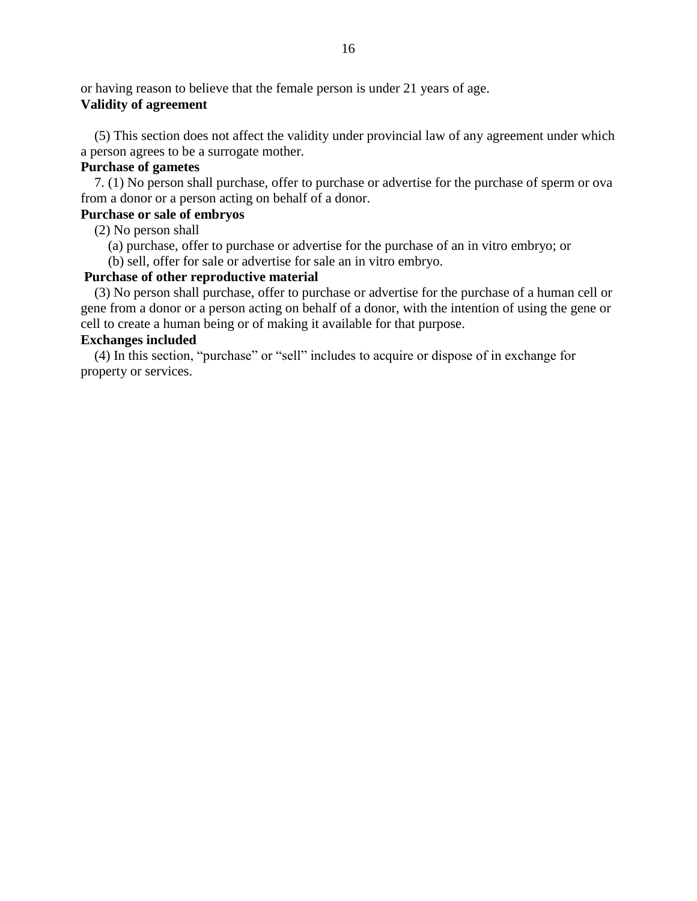or having reason to believe that the female person is under 21 years of age.

**Validity of agreement**

(5) This section does not affect the validity under provincial law of any agreement under which a person agrees to be a surrogate mother.

**Purchase of gametes**

7. (1) No person shall purchase, offer to purchase or advertise for the purchase of sperm or ova from a donor or a person acting on behalf of a donor.

**Purchase or sale of embryos**

(2) No person shall

(a) purchase, offer to purchase or advertise for the purchase of an in vitro embryo; or

(b) sell, offer for sale or advertise for sale an in vitro embryo.

**Purchase of other reproductive material**

(3) No person shall purchase, offer to purchase or advertise for the purchase of a human cell or gene from a donor or a person acting on behalf of a donor, with the intention of using the gene or cell to create a human being or of making it available for that purpose.

**Exchanges included**

(4) In this section, "purchase" or "sell" includes to acquire or dispose of in exchange for property or services.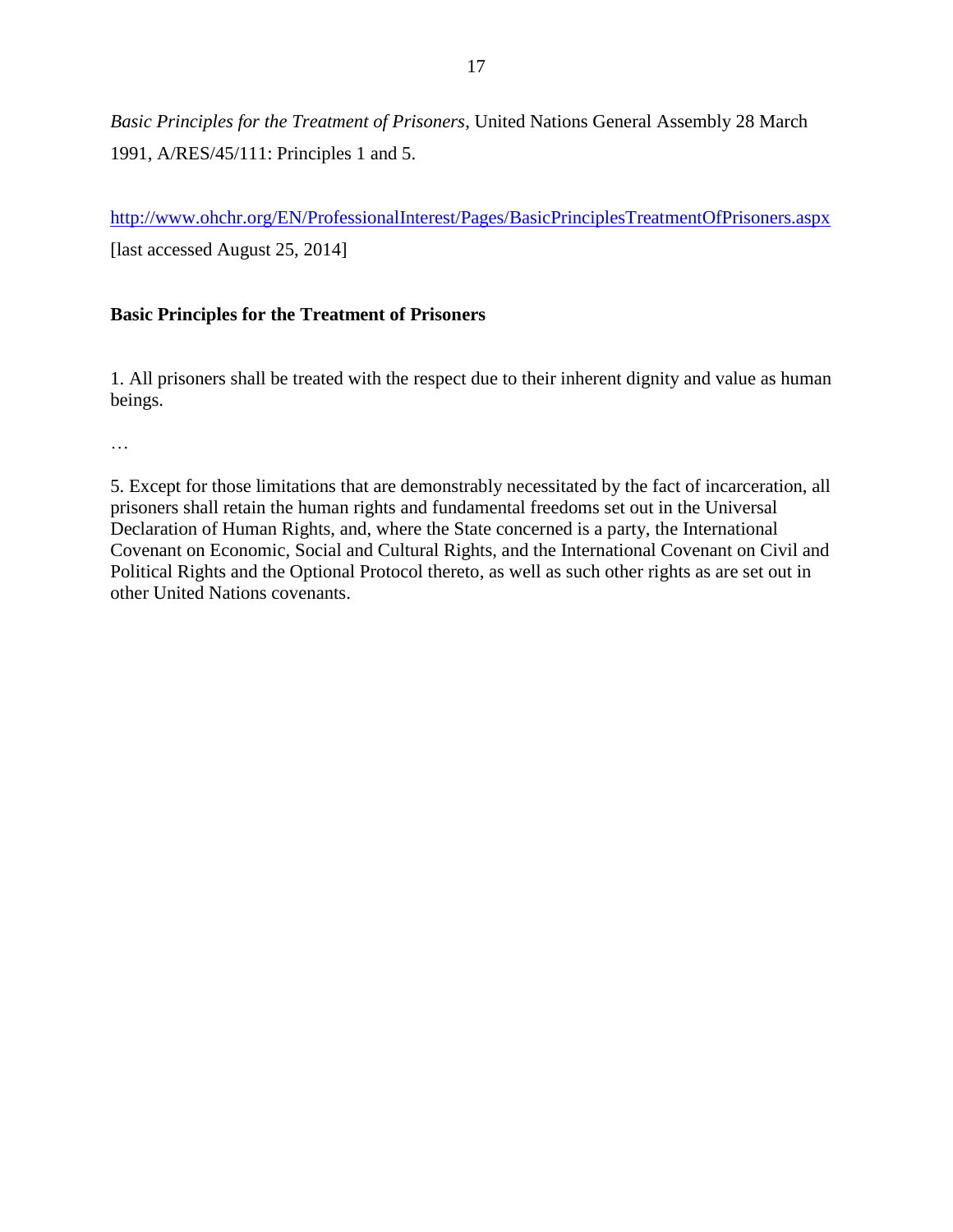*Basic Principles for the Treatment of Prisoners*, United Nations General Assembly 28 March 1991, A/RES/45/111: Principles 1 and 5.

http://www.ohchr.org/EN/ProfessionalInterest/Pages/BasicPrinciplesTreatmentOfPrisoners.aspx [last accessed August 25, 2014]

**Basic Principles for the Treatment of Prisoners**

1. All prisoners shall be treated with the respect due to their inherent dignity and value as human beings.

…

5. Except for those limitations that are demonstrably necessitated by the fact of incarceration, all prisoners shall retain the human rights and fundamental freedoms set out in the Universal Declaration of Human Rights, and, where the State concerned is a party, the International Covenant on Economic, Social and Cultural Rights, and the International Covenant on Civil and Political Rights and the Optional Protocol thereto, as well as such other rights as are set out in other United Nations covenants.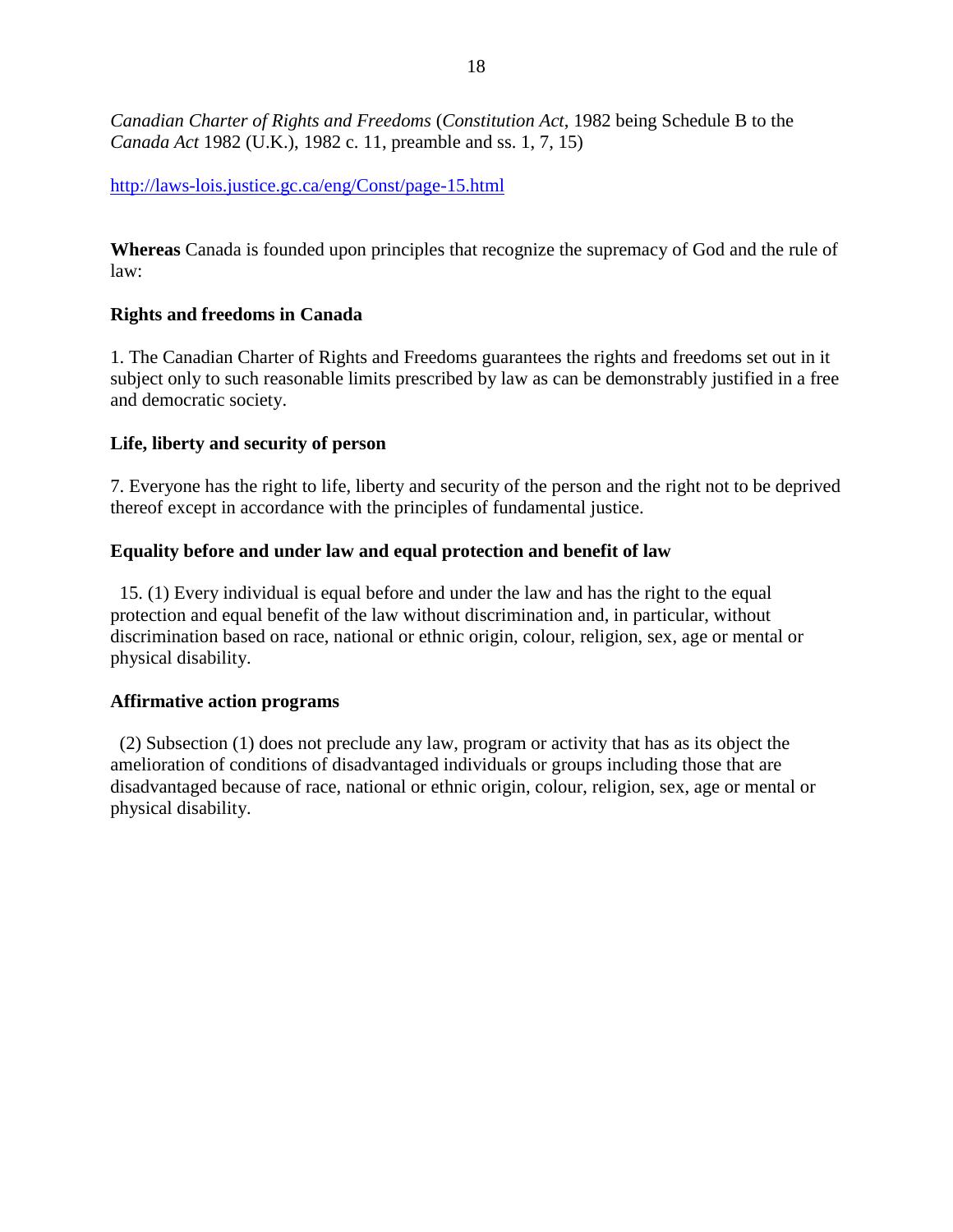*Canadian Charter of Rights and Freedoms* (*Constitution Act*, 1982 being Schedule B to the *Canada Act* 1982 (U.K.), 1982 c. 11, preamble and ss. 1, 7, 15)

http://laws-lois.justice.gc.ca/eng/Const/page-15.html

**Whereas** Canada is founded upon principles that recognize the supremacy of God and the rule of law:

**Rights and freedoms in Canada**

1. The Canadian Charter of Rights and Freedoms guarantees the rights and freedoms set out in it subject only to such reasonable limits prescribed by law as can be demonstrably justified in a free and democratic society.

**Life, liberty and security of person**

7. Everyone has the right to life, liberty and security of the person and the right not to be deprived thereof except in accordance with the principles of fundamental justice.

**Equality before and under law and equal protection and benefit of law**

15. (1) Every individual is equal before and under the law and has the right to the equal protection and equal benefit of the law without discrimination and, in particular, without discrimination based on race, national or ethnic origin, colour, religion, sex, age or mental or physical disability.

**Affirmative action programs**

(2) Subsection (1) does not preclude any law, program or activity that has as its object the amelioration of conditions of disadvantaged individuals or groups including those that are disadvantaged because of race, national or ethnic origin, colour, religion, sex, age or mental or physical disability.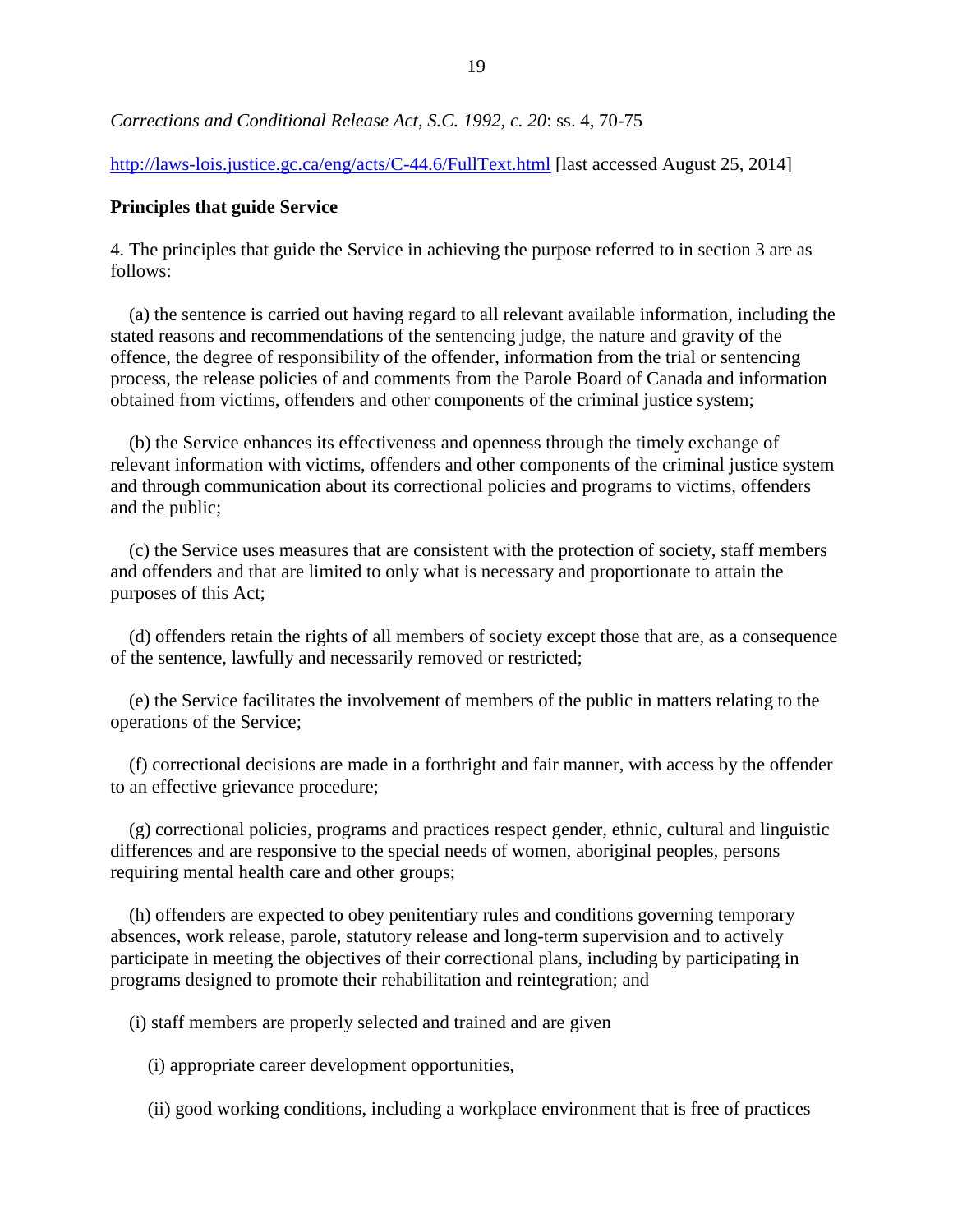*Corrections and Conditional Release Act, S.C. 1992, c. 20*: ss. 4, 70-75

http://laws-lois.justice.gc.ca/eng/acts/C-44.6/FullText.html [last accessed August 25, 2014]

**Principles that guide Service**

4. The principles that guide the Service in achieving the purpose referred to in section 3 are as follows:

(a) the sentence is carried out having regard to all relevant available information, including the stated reasons and recommendations of the sentencing judge, the nature and gravity of the offence, the degree of responsibility of the offender, information from the trial or sentencing process, the release policies of and comments from the Parole Board of Canada and information obtained from victims, offenders and other components of the criminal justice system;

(b) the Service enhances its effectiveness and openness through the timely exchange of relevant information with victims, offenders and other components of the criminal justice system and through communication about its correctional policies and programs to victims, offenders and the public;

(c) the Service uses measures that are consistent with the protection of society, staff members and offenders and that are limited to only what is necessary and proportionate to attain the purposes of this Act;

(d) offenders retain the rights of all members of society except those that are, as a consequence of the sentence, lawfully and necessarily removed or restricted;

(e) the Service facilitates the involvement of members of the public in matters relating to the operations of the Service;

(f) correctional decisions are made in a forthright and fair manner, with access by the offender to an effective grievance procedure;

(g) correctional policies, programs and practices respect gender, ethnic, cultural and linguistic differences and are responsive to the special needs of women, aboriginal peoples, persons requiring mental health care and other groups;

(h) offenders are expected to obey penitentiary rules and conditions governing temporary absences, work release, parole, statutory release and long-term supervision and to actively participate in meeting the objectives of their correctional plans, including by participating in programs designed to promote their rehabilitation and reintegration; and

(i) staff members are properly selected and trained and are given

(i) appropriate career development opportunities,

(ii) good working conditions, including a workplace environment that is free of practices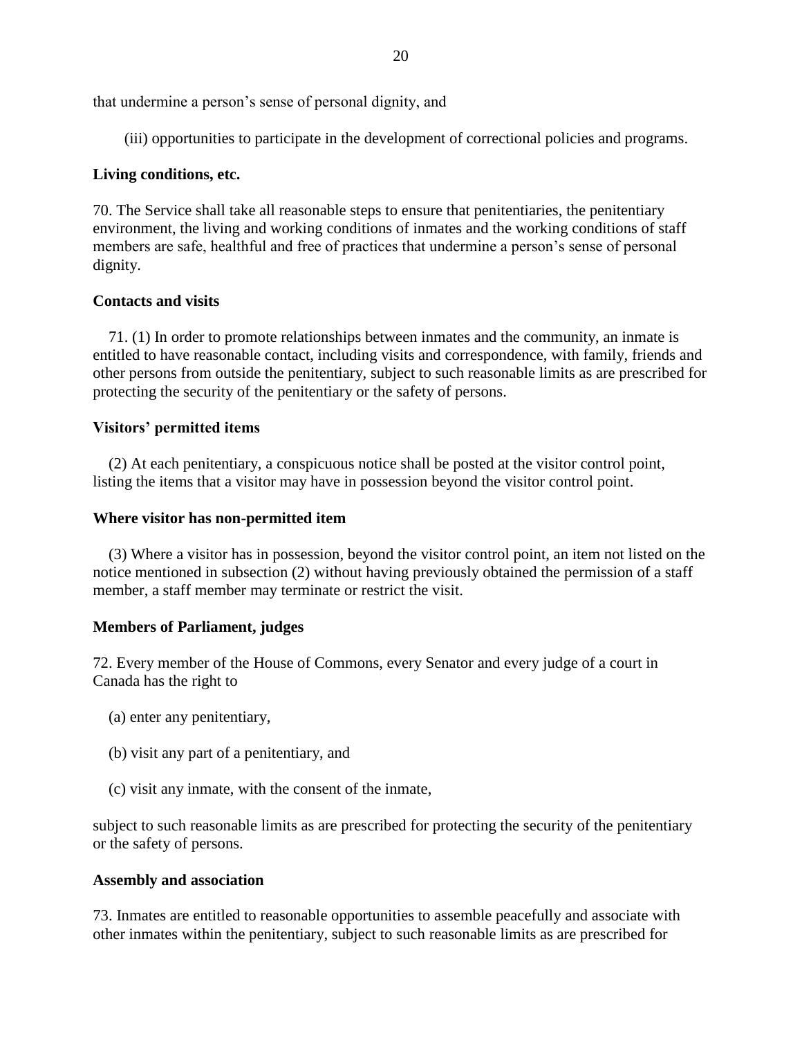that undermine a person’s sense of personal dignity, and

(iii) opportunities to participate in the development of correctional policies and programs.

**Living conditions, etc.**

70. The Service shall take all reasonable steps to ensure that penitentiaries, the penitentiary environment, the living and working conditions of inmates and the working conditions of staff members are safe, healthful and free of practices that undermine a person’s sense of personal dignity.

**Contacts and visits**

71. (1) In order to promote relationships between inmates and the community, an inmate is entitled to have reasonable contact, including visits and correspondence, with family, friends and other persons from outside the penitentiary, subject to such reasonable limits as are prescribed for protecting the security of the penitentiary or the safety of persons.

**Visitors’ permitted items**

(2) At each penitentiary, a conspicuous notice shall be posted at the visitor control point, listing the items that a visitor may have in possession beyond the visitor control point.

**Where visitor has non-permitted item**

(3) Where a visitor has in possession, beyond the visitor control point, an item not listed on the notice mentioned in subsection (2) without having previously obtained the permission of a staff member, a staff member may terminate or restrict the visit.

**Members of Parliament, judges**

72. Every member of the House of Commons, every Senator and every judge of a court in Canada has the right to

(a) enter any penitentiary,

(b) visit any part of a penitentiary, and

(c) visit any inmate, with the consent of the inmate,

subject to such reasonable limits as are prescribed for protecting the security of the penitentiary or the safety of persons.

**Assembly and association**

73. Inmates are entitled to reasonable opportunities to assemble peacefully and associate with other inmates within the penitentiary, subject to such reasonable limits as are prescribed for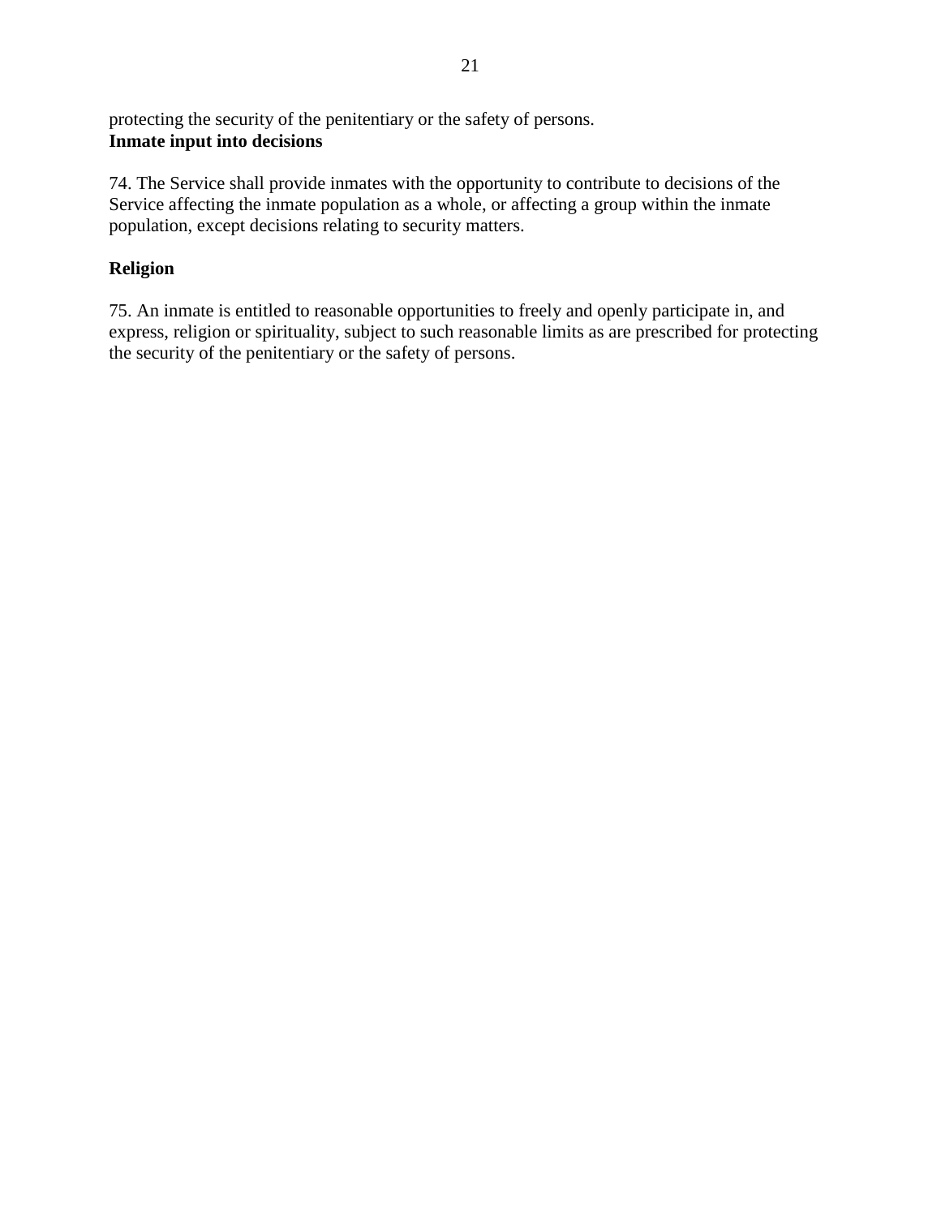protecting the security of the penitentiary or the safety of persons.

**Inmate input into decisions**

74. The Service shall provide inmates with the opportunity to contribute to decisions of the Service affecting the inmate population as a whole, or affecting a group within the inmate population, except decisions relating to security matters.

**Religion**

75. An inmate is entitled to reasonable opportunities to freely and openly participate in, and express, religion or spirituality, subject to such reasonable limits as are prescribed for protecting the security of the penitentiary or the safety of persons.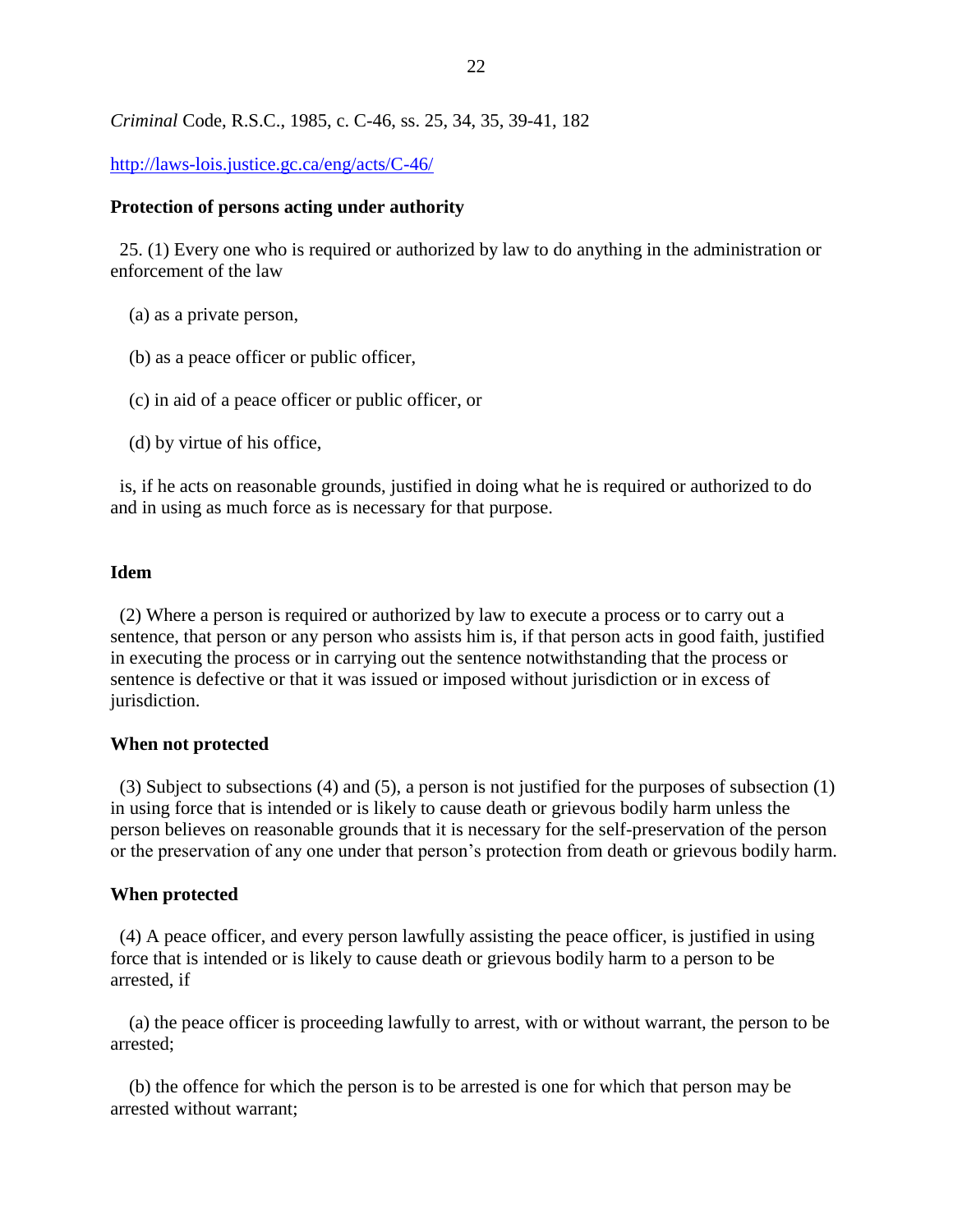*Criminal* Code, R.S.C., 1985, c. C-46, ss. 25, 34, 35, 39-41, 182

http://laws-lois.justice.gc.ca/eng/acts/C-46/

**Protection of persons acting under authority**

25. (1) Every one who is required or authorized by law to do anything in the administration or enforcement of the law

(a) as a private person,

(b) as a peace officer or public officer,

(c) in aid of a peace officer or public officer, or

(d) by virtue of his office,

is, if he acts on reasonable grounds, justified in doing what he is required or authorized to do and in using as much force as is necessary for that purpose.

**Idem**

(2) Where a person is required or authorized by law to execute a process or to carry out a sentence, that person or any person who assists him is, if that person acts in good faith, justified in executing the process or in carrying out the sentence notwithstanding that the process or sentence is defective or that it was issued or imposed without jurisdiction or in excess of jurisdiction.

**When not protected**

(3) Subject to subsections (4) and (5), a person is not justified for the purposes of subsection (1) in using force that is intended or is likely to cause death or grievous bodily harm unless the person believes on reasonable grounds that it is necessary for the self-preservation of the person or the preservation of any one under that person's protection from death or grievous bodily harm.

**When protected**

(4) A peace officer, and every person lawfully assisting the peace officer, is justified in using force that is intended or is likely to cause death or grievous bodily harm to a person to be arrested, if

(a) the peace officer is proceeding lawfully to arrest, with or without warrant, the person to be arrested;

(b) the offence for which the person is to be arrested is one for which that person may be arrested without warrant;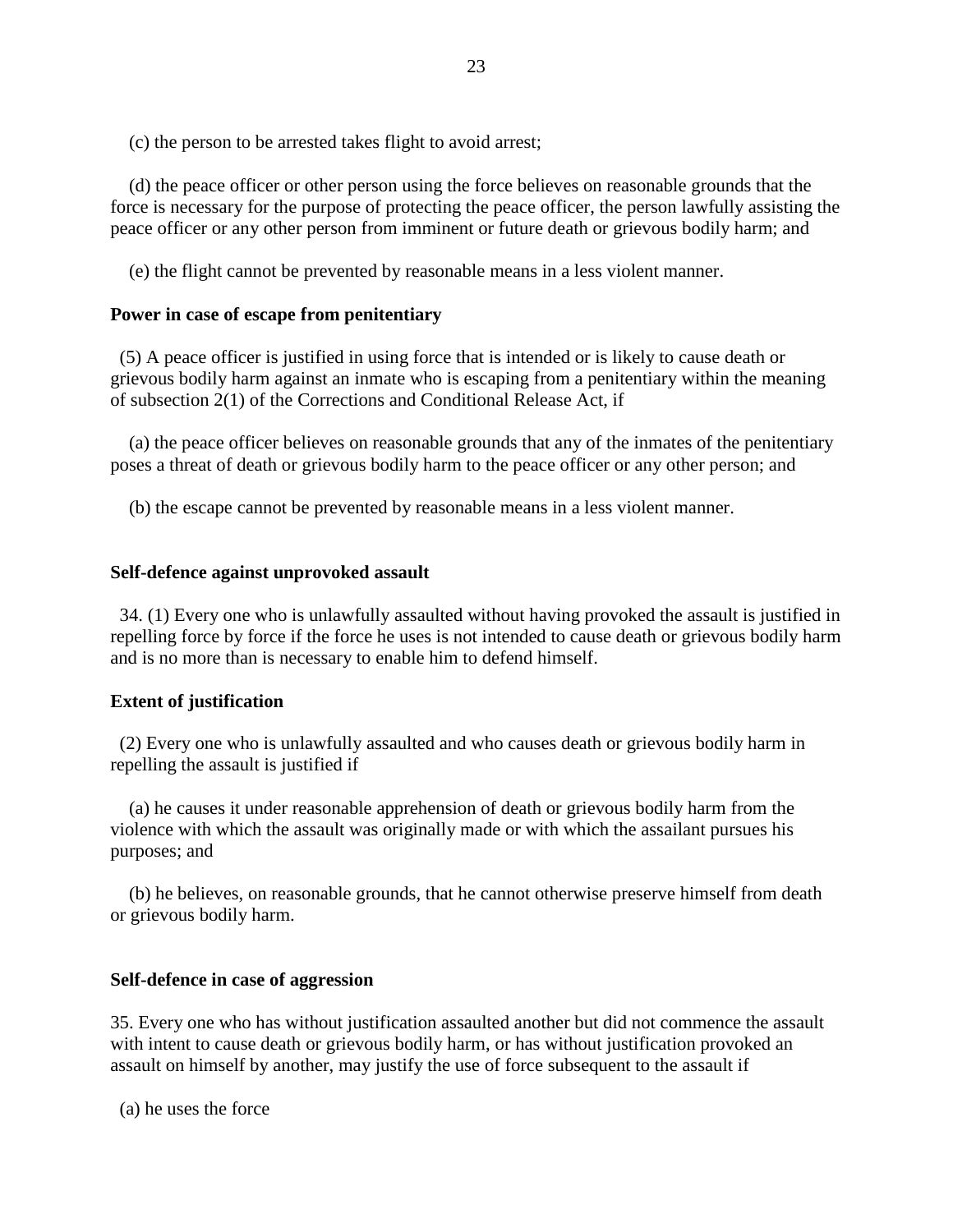(c) the person to be arrested takes flight to avoid arrest;

(d) the peace officer or other person using the force believes on reasonable grounds that the force is necessary for the purpose of protecting the peace officer, the person lawfully assisting the peace officer or any other person from imminent or future death or grievous bodily harm; and

(e) the flight cannot be prevented by reasonable means in a less violent manner.

**Power in case of escape from penitentiary**

(5) A peace officer is justified in using force that is intended or is likely to cause death or grievous bodily harm against an inmate who is escaping from a penitentiary within the meaning of subsection 2(1) of the Corrections and Conditional Release Act, if

(a) the peace officer believes on reasonable grounds that any of the inmates of the penitentiary poses a threat of death or grievous bodily harm to the peace officer or any other person; and

(b) the escape cannot be prevented by reasonable means in a less violent manner.

**Self-defence against unprovoked assault**

34. (1) Every one who is unlawfully assaulted without having provoked the assault is justified in repelling force by force if the force he uses is not intended to cause death or grievous bodily harm and is no more than is necessary to enable him to defend himself.

**Extent of justification**

(2) Every one who is unlawfully assaulted and who causes death or grievous bodily harm in repelling the assault is justified if

(a) he causes it under reasonable apprehension of death or grievous bodily harm from the violence with which the assault was originally made or with which the assailant pursues his purposes; and

(b) he believes, on reasonable grounds, that he cannot otherwise preserve himself from death or grievous bodily harm.

**Self-defence in case of aggression**

35. Every one who has without justification assaulted another but did not commence the assault with intent to cause death or grievous bodily harm, or has without justification provoked an assault on himself by another, may justify the use of force subsequent to the assault if

(a) he uses the force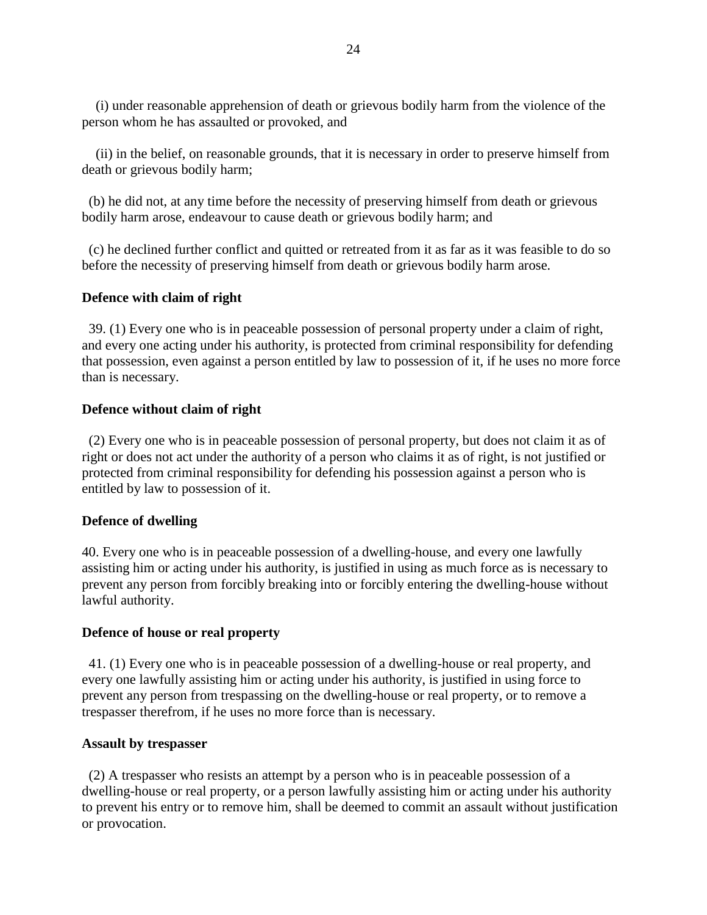(i) under reasonable apprehension of death or grievous bodily harm from the violence of the person whom he has assaulted or provoked, and

(ii) in the belief, on reasonable grounds, that it is necessary in order to preserve himself from death or grievous bodily harm;

(b) he did not, at any time before the necessity of preserving himself from death or grievous bodily harm arose, endeavour to cause death or grievous bodily harm; and

(c) he declined further conflict and quitted or retreated from it as far as it was feasible to do so before the necessity of preserving himself from death or grievous bodily harm arose.

**Defence with claim of right**

39. (1) Every one who is in peaceable possession of personal property under a claim of right, and every one acting under his authority, is protected from criminal responsibility for defending that possession, even against a person entitled by law to possession of it, if he uses no more force than is necessary.

**Defence without claim of right**

(2) Every one who is in peaceable possession of personal property, but does not claim it as of right or does not act under the authority of a person who claims it as of right, is not justified or protected from criminal responsibility for defending his possession against a person who is entitled by law to possession of it.

**Defence of dwelling**

40. Every one who is in peaceable possession of a dwelling-house, and every one lawfully assisting him or acting under his authority, is justified in using as much force as is necessary to prevent any person from forcibly breaking into or forcibly entering the dwelling-house without lawful authority.

**Defence of house or real property**

41. (1) Every one who is in peaceable possession of a dwelling-house or real property, and every one lawfully assisting him or acting under his authority, is justified in using force to prevent any person from trespassing on the dwelling-house or real property, or to remove a trespasser therefrom, if he uses no more force than is necessary.

**Assault by trespasser**

(2) A trespasser who resists an attempt by a person who is in peaceable possession of a dwelling-house or real property, or a person lawfully assisting him or acting under his authority to prevent his entry or to remove him, shall be deemed to commit an assault without justification or provocation.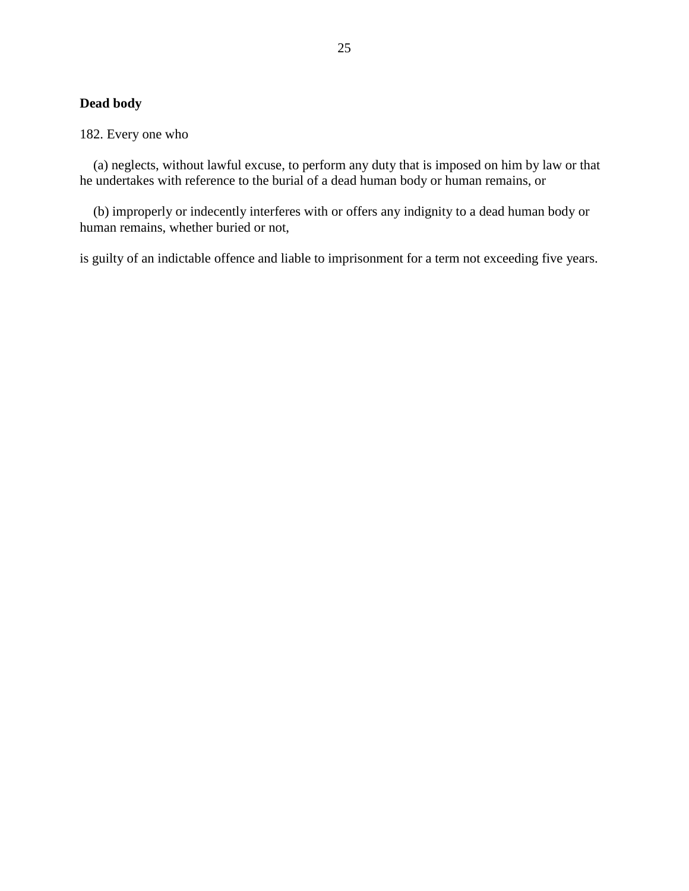**Dead body**

182. Every one who

(a) neglects, without lawful excuse, to perform any duty that is imposed on him by law or that he undertakes with reference to the burial of a dead human body or human remains, or

(b) improperly or indecently interferes with or offers any indignity to a dead human body or human remains, whether buried or not,

is guilty of an indictable offence and liable to imprisonment for a term not exceeding five years.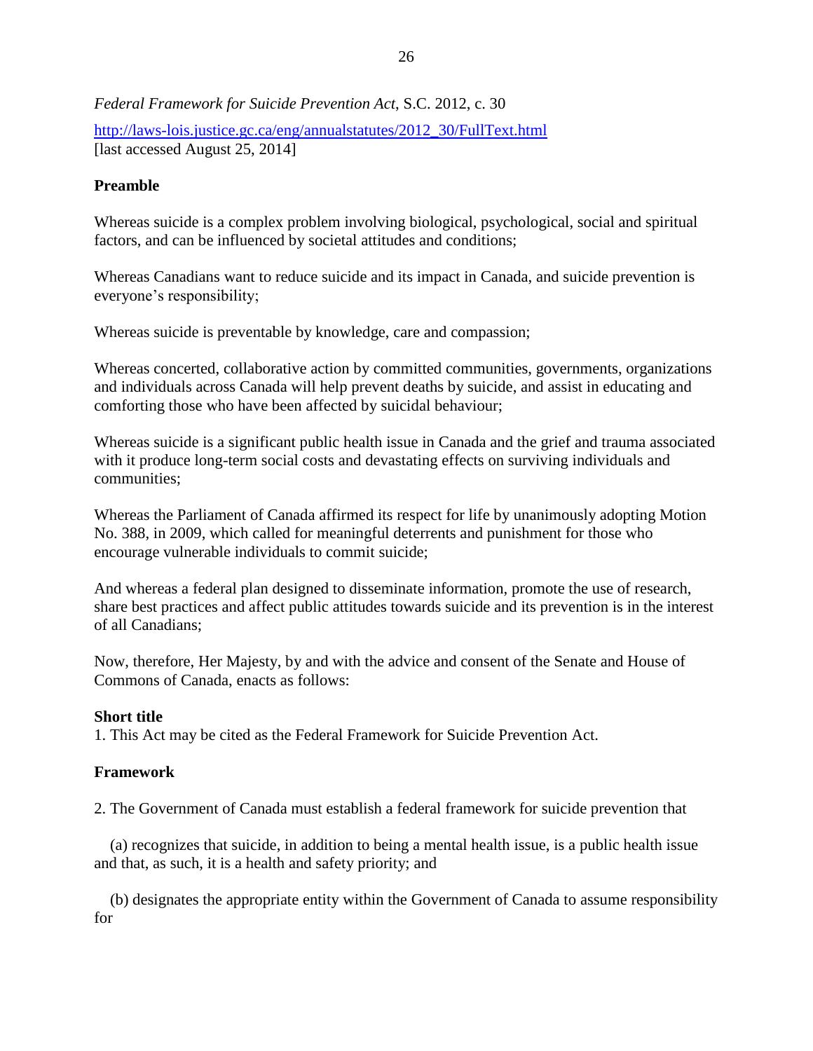*Federal Framework for Suicide Prevention Act*, S.C. 2012, c. 30

[http://laws-lois.justice.gc.ca/eng/annualstatutes/2012_30/FullText.html](http://laws-lois.justice.gc.ca/eng/annualstatutes/2012_30/FullText.html)
[last accessed August 25, 2014]

**Preamble**

Whereas suicide is a complex problem involving biological, psychological, social and spiritual factors, and can be influenced by societal attitudes and conditions;

Whereas Canadians want to reduce suicide and its impact in Canada, and suicide prevention is everyone's responsibility;

Whereas suicide is preventable by knowledge, care and compassion;

Whereas concerted, collaborative action by committed communities, governments, organizations and individuals across Canada will help prevent deaths by suicide, and assist in educating and comforting those who have been affected by suicidal behaviour;

Whereas suicide is a significant public health issue in Canada and the grief and trauma associated with it produce long-term social costs and devastating effects on surviving individuals and communities;

Whereas the Parliament of Canada affirmed its respect for life by unanimously adopting Motion No. 388, in 2009, which called for meaningful deterrents and punishment for those who encourage vulnerable individuals to commit suicide;

And whereas a federal plan designed to disseminate information, promote the use of research, share best practices and affect public attitudes towards suicide and its prevention is in the interest of all Canadians;

Now, therefore, Her Majesty, by and with the advice and consent of the Senate and House of Commons of Canada, enacts as follows:

**Short title**
1. This Act may be cited as the Federal Framework for Suicide Prevention Act.

**Framework**

2. The Government of Canada must establish a federal framework for suicide prevention that

(a) recognizes that suicide, in addition to being a mental health issue, is a public health issue and that, as such, it is a health and safety priority; and

(b) designates the appropriate entity within the Government of Canada to assume responsibility for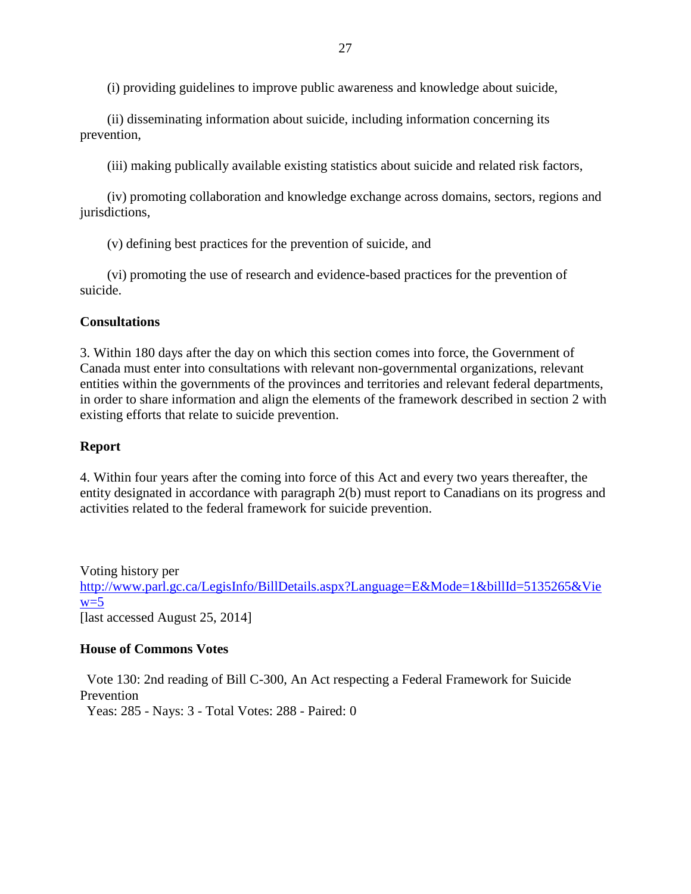(i) providing guidelines to improve public awareness and knowledge about suicide,

(ii) disseminating information about suicide, including information concerning its prevention,

(iii) making publically available existing statistics about suicide and related risk factors,

(iv) promoting collaboration and knowledge exchange across domains, sectors, regions and jurisdictions,

(v) defining best practices for the prevention of suicide, and

(vi) promoting the use of research and evidence-based practices for the prevention of suicide.

**Consultations**

3. Within 180 days after the day on which this section comes into force, the Government of Canada must enter into consultations with relevant non-governmental organizations, relevant entities within the governments of the provinces and territories and relevant federal departments, in order to share information and align the elements of the framework described in section 2 with existing efforts that relate to suicide prevention.

**Report**

4. Within four years after the coming into force of this Act and every two years thereafter, the entity designated in accordance with paragraph 2(b) must report to Canadians on its progress and activities related to the federal framework for suicide prevention.

Voting history per
[http://www.parl.gc.ca/LegisInfo/BillDetails.aspx?Language=E&Mode=1&billId=5135265&View=5](http://www.parl.gc.ca/LegisInfo/BillDetails.aspx?Language=E&Mode=1&billId=5135265&View=5)
[last accessed August 25, 2014]

**House of Commons Votes**

Vote 130: 2nd reading of Bill C-300, An Act respecting a Federal Framework for Suicide Prevention
Yeas: 285 - Nays: 3 - Total Votes: 288 - Paired: 0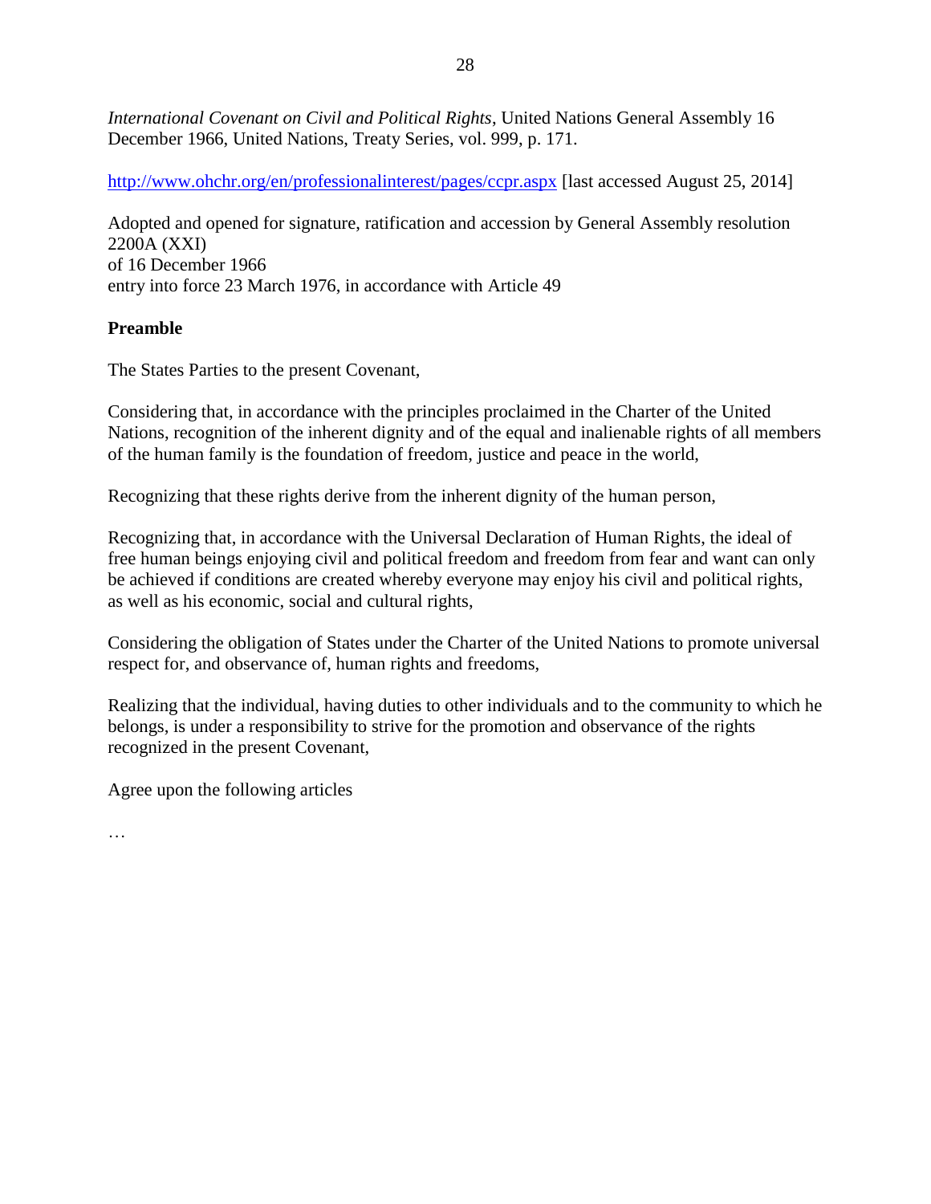*International Covenant on Civil and Political Rights*, United Nations General Assembly 16 December 1966, United Nations, Treaty Series, vol. 999, p. 171.

http://www.ohchr.org/en/professionalinterest/pages/ccpr.aspx [last accessed August 25, 2014]

Adopted and opened for signature, ratification and accession by General Assembly resolution 2200A (XXI)
of 16 December 1966
entry into force 23 March 1976, in accordance with Article 49

**Preamble**

The States Parties to the present Covenant,

Considering that, in accordance with the principles proclaimed in the Charter of the United Nations, recognition of the inherent dignity and of the equal and inalienable rights of all members of the human family is the foundation of freedom, justice and peace in the world,

Recognizing that these rights derive from the inherent dignity of the human person,

Recognizing that, in accordance with the Universal Declaration of Human Rights, the ideal of free human beings enjoying civil and political freedom and freedom from fear and want can only be achieved if conditions are created whereby everyone may enjoy his civil and political rights, as well as his economic, social and cultural rights,

Considering the obligation of States under the Charter of the United Nations to promote universal respect for, and observance of, human rights and freedoms,

Realizing that the individual, having duties to other individuals and to the community to which he belongs, is under a responsibility to strive for the promotion and observance of the rights recognized in the present Covenant,

Agree upon the following articles

…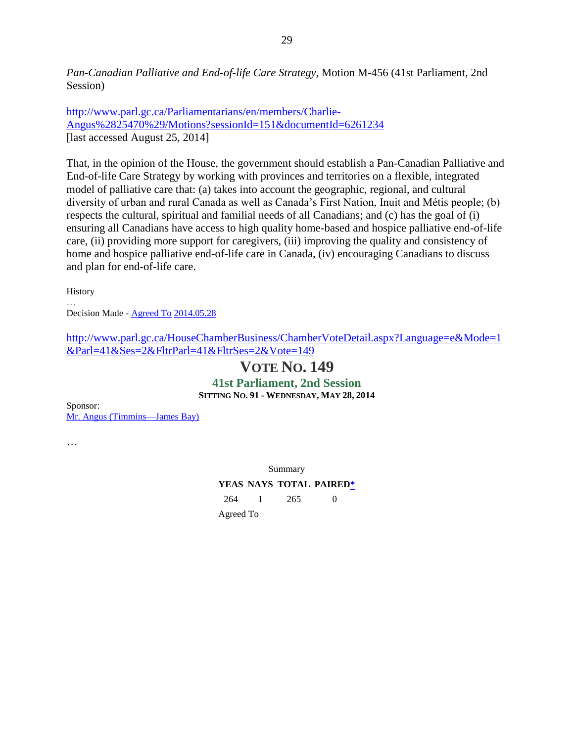*Pan-Canadian Palliative and End-of-life Care Strategy*, Motion M-456 (41st Parliament, 2nd Session)

http://www.parl.gc.ca/Parliamentarians/en/members/Charlie-Angus%2825470%29/Motions?sessionId=151&documentId=6261234
[last accessed August 25, 2014]

That, in the opinion of the House, the government should establish a Pan-Canadian Palliative and End-of-life Care Strategy by working with provinces and territories on a flexible, integrated model of palliative care that: (a) takes into account the geographic, regional, and cultural diversity of urban and rural Canada as well as Canada's First Nation, Inuit and Métis people; (b) respects the cultural, spiritual and familial needs of all Canadians; and (c) has the goal of (i) ensuring all Canadians have access to high quality home-based and hospice palliative end-of-life care, (ii) providing more support for caregivers, (iii) improving the quality and consistency of home and hospice palliative end-of-life care in Canada, (iv) encouraging Canadians to discuss and plan for end-of-life care.

History
…
Decision Made - Agreed To 2014.05.28

http://www.parl.gc.ca/HouseChamberBusiness/ChamberVoteDetail.aspx?Language=e&Mode=1&Parl=41&Ses=2&FltrParl=41&FltrSes=2&Vote=149

# VOTE NO. 149

## 41st Parliament, 2nd Session

**SITTING NO. 91 - WEDNESDAY, MAY 28, 2014**

Sponsor:
Mr. Angus (Timmins—James Bay)

…

Summary

| YEAS | NAYS | TOTAL | PAIRED* |
|---|---|---|---|
| 264 | 1 | 265 | 0 |

Agreed To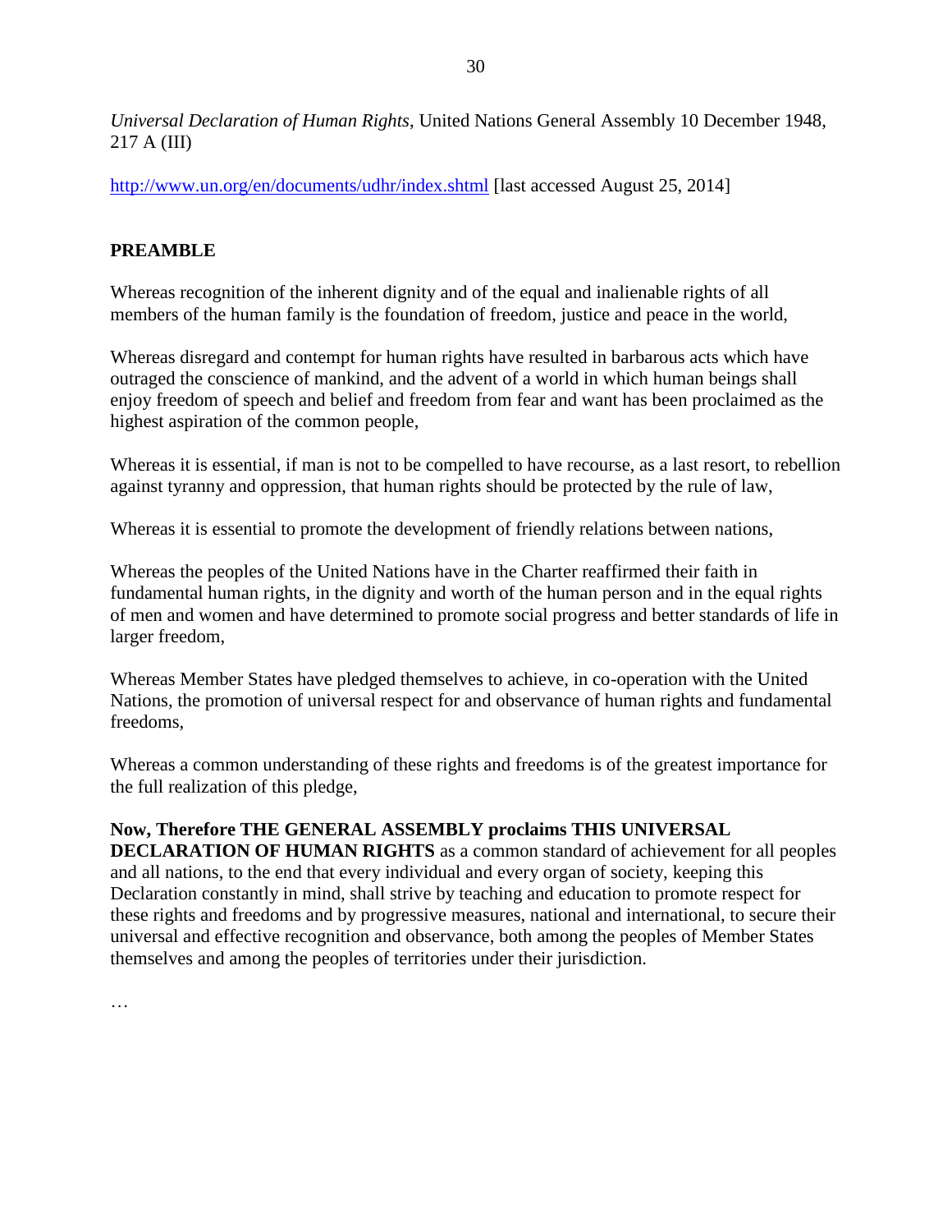*Universal Declaration of Human Rights*, United Nations General Assembly 10 December 1948, 217 A (III)

http://www.un.org/en/documents/udhr/index.shtml [last accessed August 25, 2014]

**PREAMBLE**

Whereas recognition of the inherent dignity and of the equal and inalienable rights of all members of the human family is the foundation of freedom, justice and peace in the world,

Whereas disregard and contempt for human rights have resulted in barbarous acts which have outraged the conscience of mankind, and the advent of a world in which human beings shall enjoy freedom of speech and belief and freedom from fear and want has been proclaimed as the highest aspiration of the common people,

Whereas it is essential, if man is not to be compelled to have recourse, as a last resort, to rebellion against tyranny and oppression, that human rights should be protected by the rule of law,

Whereas it is essential to promote the development of friendly relations between nations,

Whereas the peoples of the United Nations have in the Charter reaffirmed their faith in fundamental human rights, in the dignity and worth of the human person and in the equal rights of men and women and have determined to promote social progress and better standards of life in larger freedom,

Whereas Member States have pledged themselves to achieve, in co-operation with the United Nations, the promotion of universal respect for and observance of human rights and fundamental freedoms,

Whereas a common understanding of these rights and freedoms is of the greatest importance for the full realization of this pledge,

**Now, Therefore THE GENERAL ASSEMBLY proclaims THIS UNIVERSAL DECLARATION OF HUMAN RIGHTS** as a common standard of achievement for all peoples and all nations, to the end that every individual and every organ of society, keeping this Declaration constantly in mind, shall strive by teaching and education to promote respect for these rights and freedoms and by progressive measures, national and international, to secure their universal and effective recognition and observance, both among the peoples of Member States themselves and among the peoples of territories under their jurisdiction.

…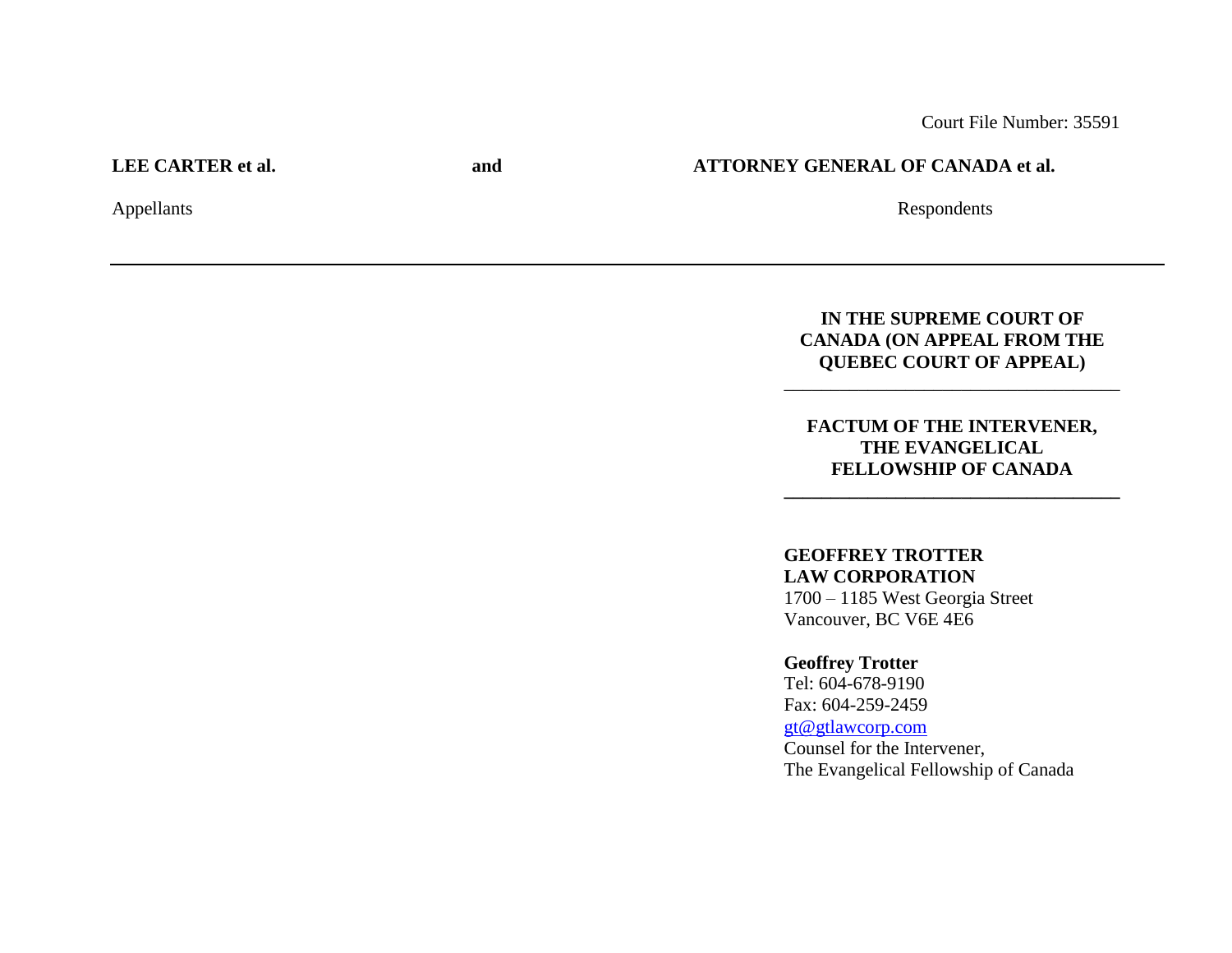Court File Number: 35591

**LEE CARTER et al.** **and** **ATTORNEY GENERAL OF CANADA et al.**

Appellants Respondents

---

**IN THE SUPREME COURT OF CANADA (ON APPEAL FROM THE QUEBEC COURT OF APPEAL)**

---

**FACTUM OF THE INTERVENER, THE EVANGELICAL FELLOWSHIP OF CANADA**

---

**GEOFFREY TROTTER LAW CORPORATION**
1700 – 1185 West Georgia Street
Vancouver, BC V6E 4E6

**Geoffrey Trotter**
Tel: 604-678-9190
Fax: 604-259-2459
gt@gtlawcorp.com
Counsel for the Intervener,
The Evangelical Fellowship of Canada